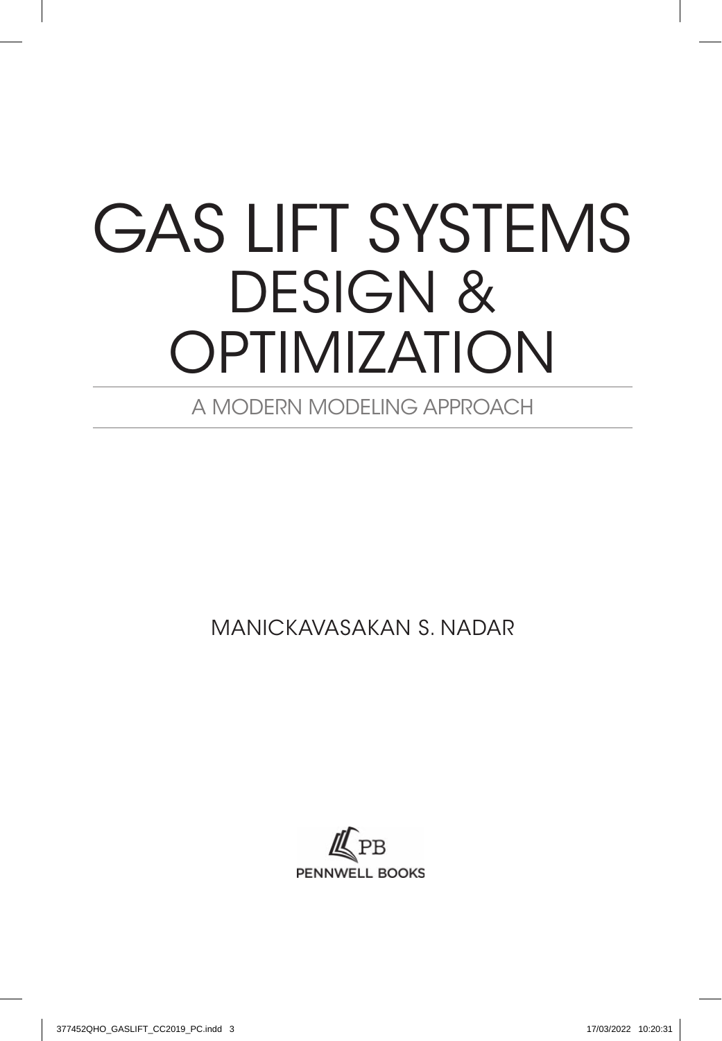# GAS LIFT SYSTEMS DESIGN & OPTIMIZATION

## A MODERN MODELING APPROACH

MANICKAVASAKAN S. NADAR

PB
PENNWELL BOOKS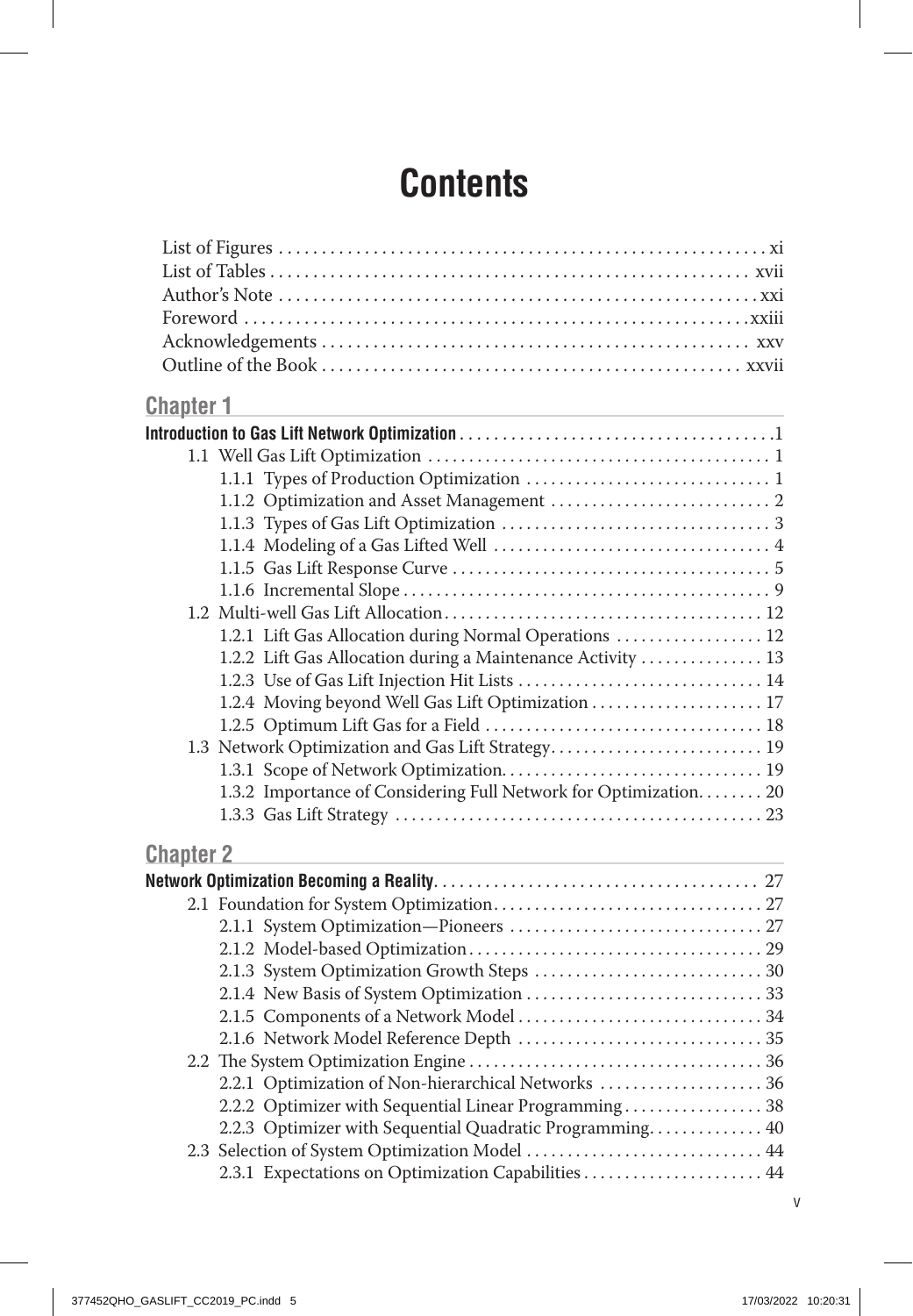# Contents

List of Figures . . . . . . . . . . . . . . . . . . . . . . . . . . . . . . . . . . . . . . . . . . . . . . . . . . . . . . . . . xi
List of Tables . . . . . . . . . . . . . . . . . . . . . . . . . . . . . . . . . . . . . . . . . . . . . . . . . . . . . . . . xvii
Author's Note . . . . . . . . . . . . . . . . . . . . . . . . . . . . . . . . . . . . . . . . . . . . . . . . . . . . . . . . xxi
Foreword . . . . . . . . . . . . . . . . . . . . . . . . . . . . . . . . . . . . . . . . . . . . . . . . . . . . . . . . . . xxiii
Acknowledgements . . . . . . . . . . . . . . . . . . . . . . . . . . . . . . . . . . . . . . . . . . . . . . . . . . xxv
Outline of the Book . . . . . . . . . . . . . . . . . . . . . . . . . . . . . . . . . . . . . . . . . . . . . . . . . xxvii

## Chapter 1

**Introduction to Gas Lift Network Optimization** . . . . . . . . . . . . . . . . . . . . . . . . . . . . . . . . . . . . 1

- 1.1 Well Gas Lift Optimization . . . . . . . . . . . . . . . . . . . . . . . . . . . . . . . . . . . . . . . . . 1
  - 1.1.1 Types of Production Optimization . . . . . . . . . . . . . . . . . . . . . . . . . . . . . 1
  - 1.1.2 Optimization and Asset Management . . . . . . . . . . . . . . . . . . . . . . . . . . . 2
  - 1.1.3 Types of Gas Lift Optimization . . . . . . . . . . . . . . . . . . . . . . . . . . . . . . . . 3
  - 1.1.4 Modeling of a Gas Lifted Well . . . . . . . . . . . . . . . . . . . . . . . . . . . . . . . . . 4
  - 1.1.5 Gas Lift Response Curve . . . . . . . . . . . . . . . . . . . . . . . . . . . . . . . . . . . . . . 5
  - 1.1.6 Incremental Slope . . . . . . . . . . . . . . . . . . . . . . . . . . . . . . . . . . . . . . . . . . . . 9
- 1.2 Multi-well Gas Lift Allocation . . . . . . . . . . . . . . . . . . . . . . . . . . . . . . . . . . . . . . 12
  - 1.2.1 Lift Gas Allocation during Normal Operations . . . . . . . . . . . . . . . . . . 12
  - 1.2.2 Lift Gas Allocation during a Maintenance Activity . . . . . . . . . . . . . . . 13
  - 1.2.3 Use of Gas Lift Injection Hit Lists . . . . . . . . . . . . . . . . . . . . . . . . . . . . . 14
  - 1.2.4 Moving beyond Well Gas Lift Optimization . . . . . . . . . . . . . . . . . . . . 17
  - 1.2.5 Optimum Lift Gas for a Field . . . . . . . . . . . . . . . . . . . . . . . . . . . . . . . . . 18
- 1.3 Network Optimization and Gas Lift Strategy . . . . . . . . . . . . . . . . . . . . . . . . . 19
  - 1.3.1 Scope of Network Optimization . . . . . . . . . . . . . . . . . . . . . . . . . . . . . . . 19
  - 1.3.2 Importance of Considering Full Network for Optimization . . . . . . . . 20
  - 1.3.3 Gas Lift Strategy . . . . . . . . . . . . . . . . . . . . . . . . . . . . . . . . . . . . . . . . . . . 23

## Chapter 2

**Network Optimization Becoming a Reality** . . . . . . . . . . . . . . . . . . . . . . . . . . . . . . . . . . . . . 27

- 2.1 Foundation for System Optimization . . . . . . . . . . . . . . . . . . . . . . . . . . . . . . . . 27
  - 2.1.1 System Optimization—Pioneers . . . . . . . . . . . . . . . . . . . . . . . . . . . . . . . 27
  - 2.1.2 Model-based Optimization . . . . . . . . . . . . . . . . . . . . . . . . . . . . . . . . . . . 29
  - 2.1.3 System Optimization Growth Steps . . . . . . . . . . . . . . . . . . . . . . . . . . . 30
  - 2.1.4 New Basis of System Optimization . . . . . . . . . . . . . . . . . . . . . . . . . . . . 33
  - 2.1.5 Components of a Network Model . . . . . . . . . . . . . . . . . . . . . . . . . . . . . 34
  - 2.1.6 Network Model Reference Depth . . . . . . . . . . . . . . . . . . . . . . . . . . . . . 35
- 2.2 The System Optimization Engine . . . . . . . . . . . . . . . . . . . . . . . . . . . . . . . . . . . 36
  - 2.2.1 Optimization of Non-hierarchical Networks . . . . . . . . . . . . . . . . . . . . 36
  - 2.2.2 Optimizer with Sequential Linear Programming . . . . . . . . . . . . . . . . . 38
  - 2.2.3 Optimizer with Sequential Quadratic Programming . . . . . . . . . . . . . . 40
- 2.3 Selection of System Optimization Model . . . . . . . . . . . . . . . . . . . . . . . . . . . . 44
  - 2.3.1 Expectations on Optimization Capabilities . . . . . . . . . . . . . . . . . . . . . . 44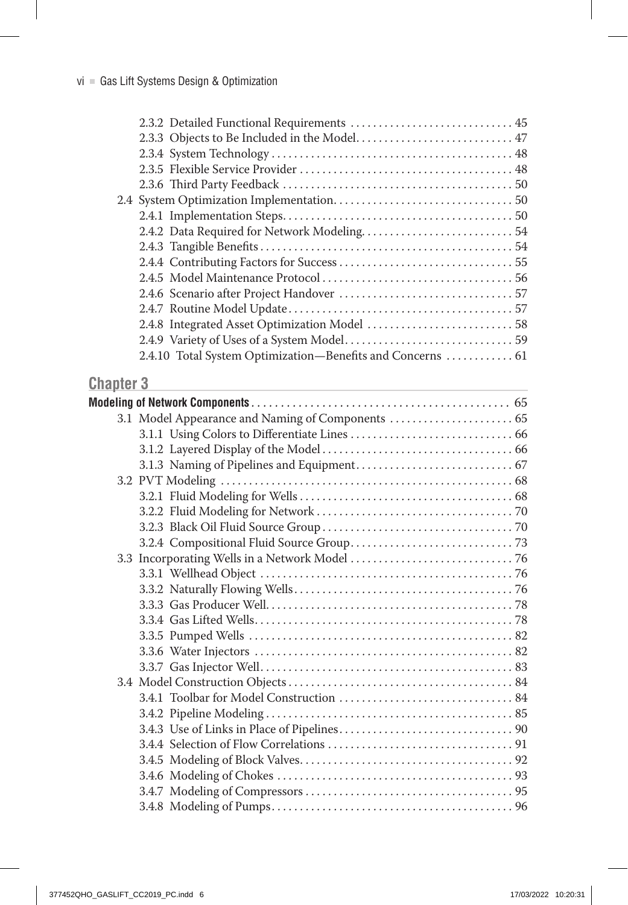2.3.2 Detailed Functional Requirements . . . . . . . . . . . . . . . . . . . . . . . . . . . . 45
2.3.3 Objects to Be Included in the Model. . . . . . . . . . . . . . . . . . . . . . . . . . . 47
2.3.4 System Technology . . . . . . . . . . . . . . . . . . . . . . . . . . . . . . . . . . . . . . . . . 48
2.3.5 Flexible Service Provider . . . . . . . . . . . . . . . . . . . . . . . . . . . . . . . . . . . . 48
2.3.6 Third Party Feedback . . . . . . . . . . . . . . . . . . . . . . . . . . . . . . . . . . . . . . . 50
2.4 System Optimization Implementation. . . . . . . . . . . . . . . . . . . . . . . . . . . . . . . 50
2.4.1 Implementation Steps. . . . . . . . . . . . . . . . . . . . . . . . . . . . . . . . . . . . . . . 50
2.4.2 Data Required for Network Modeling. . . . . . . . . . . . . . . . . . . . . . . . . . 54
2.4.3 Tangible Benefits . . . . . . . . . . . . . . . . . . . . . . . . . . . . . . . . . . . . . . . . . . . 54
2.4.4 Contributing Factors for Success . . . . . . . . . . . . . . . . . . . . . . . . . . . . . . 55
2.4.5 Model Maintenance Protocol . . . . . . . . . . . . . . . . . . . . . . . . . . . . . . . . . 56
2.4.6 Scenario after Project Handover . . . . . . . . . . . . . . . . . . . . . . . . . . . . . . 57
2.4.7 Routine Model Update. . . . . . . . . . . . . . . . . . . . . . . . . . . . . . . . . . . . . . . 57
2.4.8 Integrated Asset Optimization Model . . . . . . . . . . . . . . . . . . . . . . . . . 58
2.4.9 Variety of Uses of a System Model. . . . . . . . . . . . . . . . . . . . . . . . . . . . . 59
2.4.10 Total System Optimization—Benefits and Concerns . . . . . . . . . . . 61

## Chapter 3

**Modeling of Network Components** . . . . . . . . . . . . . . . . . . . . . . . . . . . . . . . . . . . . . . . . . . . . 65
3.1 Model Appearance and Naming of Components . . . . . . . . . . . . . . . . . . . . . 65
3.1.1 Using Colors to Differentiate Lines . . . . . . . . . . . . . . . . . . . . . . . . . . . . 66
3.1.2 Layered Display of the Model . . . . . . . . . . . . . . . . . . . . . . . . . . . . . . . . . 66
3.1.3 Naming of Pipelines and Equipment. . . . . . . . . . . . . . . . . . . . . . . . . . . 67
3.2 PVT Modeling . . . . . . . . . . . . . . . . . . . . . . . . . . . . . . . . . . . . . . . . . . . . . . . . . . . 68
3.2.1 Fluid Modeling for Wells . . . . . . . . . . . . . . . . . . . . . . . . . . . . . . . . . . . . . 68
3.2.2 Fluid Modeling for Network . . . . . . . . . . . . . . . . . . . . . . . . . . . . . . . . . . 70
3.2.3 Black Oil Fluid Source Group . . . . . . . . . . . . . . . . . . . . . . . . . . . . . . . . . 70
3.2.4 Compositional Fluid Source Group. . . . . . . . . . . . . . . . . . . . . . . . . . . . 73
3.3 Incorporating Wells in a Network Model . . . . . . . . . . . . . . . . . . . . . . . . . . . . 76
3.3.1 Wellhead Object . . . . . . . . . . . . . . . . . . . . . . . . . . . . . . . . . . . . . . . . . . . . 76
3.3.2 Naturally Flowing Wells. . . . . . . . . . . . . . . . . . . . . . . . . . . . . . . . . . . . . . 76
3.3.3 Gas Producer Well. . . . . . . . . . . . . . . . . . . . . . . . . . . . . . . . . . . . . . . . . . . 78
3.3.4 Gas Lifted Wells. . . . . . . . . . . . . . . . . . . . . . . . . . . . . . . . . . . . . . . . . . . . . 78
3.3.5 Pumped Wells . . . . . . . . . . . . . . . . . . . . . . . . . . . . . . . . . . . . . . . . . . . . . . 82
3.3.6 Water Injectors . . . . . . . . . . . . . . . . . . . . . . . . . . . . . . . . . . . . . . . . . . . . . 82
3.3.7 Gas Injector Well. . . . . . . . . . . . . . . . . . . . . . . . . . . . . . . . . . . . . . . . . . . . 83
3.4 Model Construction Objects . . . . . . . . . . . . . . . . . . . . . . . . . . . . . . . . . . . . . . . 84
3.4.1 Toolbar for Model Construction . . . . . . . . . . . . . . . . . . . . . . . . . . . . . . 84
3.4.2 Pipeline Modeling . . . . . . . . . . . . . . . . . . . . . . . . . . . . . . . . . . . . . . . . . . . 85
3.4.3 Use of Links in Place of Pipelines. . . . . . . . . . . . . . . . . . . . . . . . . . . . . . 90
3.4.4 Selection of Flow Correlations . . . . . . . . . . . . . . . . . . . . . . . . . . . . . . . . 91
3.4.5 Modeling of Block Valves. . . . . . . . . . . . . . . . . . . . . . . . . . . . . . . . . . . . . 92
3.4.6 Modeling of Chokes . . . . . . . . . . . . . . . . . . . . . . . . . . . . . . . . . . . . . . . . . 93
3.4.7 Modeling of Compressors . . . . . . . . . . . . . . . . . . . . . . . . . . . . . . . . . . . . 95
3.4.8 Modeling of Pumps. . . . . . . . . . . . . . . . . . . . . . . . . . . . . . . . . . . . . . . . . . 96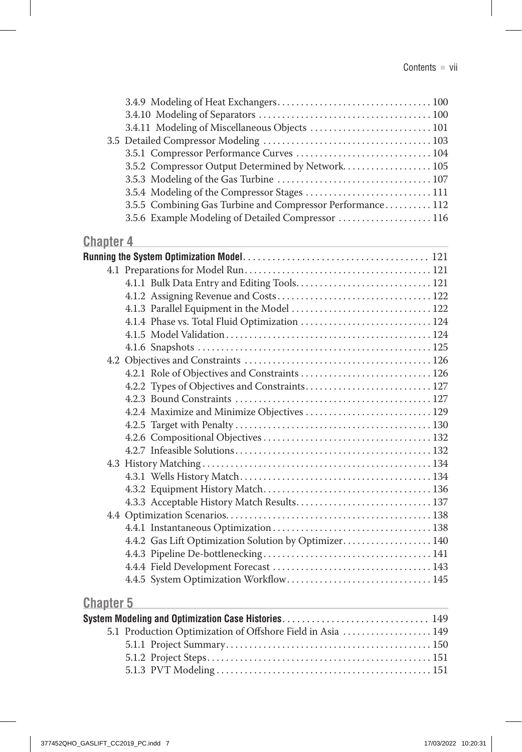3.4.9 Modeling of Heat Exchangers................................100
3.4.10 Modeling of Separators ...................................100
3.4.11 Modeling of Miscellaneous Objects .........................101
3.5 Detailed Compressor Modeling ...................................103
3.5.1 Compressor Performance Curves ............................104
3.5.2 Compressor Output Determined by Network...................105
3.5.3 Modeling of the Gas Turbine ...............................107
3.5.4 Modeling of the Compressor Stages ..........................111
3.5.5 Combining Gas Turbine and Compressor Performance..........112
3.5.6 Example Modeling of Detailed Compressor ...................116

## Chapter 4

**Running the System Optimization Model...................................... 121**

4.1 Preparations for Model Run.......................................121
4.1.1 Bulk Data Entry and Editing Tools............................121
4.1.2 Assigning Revenue and Costs................................122
4.1.3 Parallel Equipment in the Model .............................122
4.1.4 Phase vs. Total Fluid Optimization ...........................124
4.1.5 Model Validation...........................................124
4.1.6 Snapshots .................................................125
4.2 Objectives and Constraints .......................................126
4.2.1 Role of Objectives and Constraints ...........................126
4.2.2 Types of Objectives and Constraints..........................127
4.2.3 Bound Constraints .........................................127
4.2.4 Maximize and Minimize Objectives ..........................129
4.2.5 Target with Penalty .........................................130
4.2.6 Compositional Objectives...................................132
4.2.7 Infeasible Solutions.........................................132
4.3 History Matching ................................................134
4.3.1 Wells History Match........................................134
4.3.2 Equipment History Match...................................136
4.3.3 Acceptable History Match Results............................137
4.4 Optimization Scenarios...........................................138
4.4.1 Instantaneous Optimization .................................138
4.4.2 Gas Lift Optimization Solution by Optimizer..................140
4.4.3 Pipeline De-bottlenecking...................................141
4.4.4 Field Development Forecast .................................143
4.4.5 System Optimization Workflow..............................145

## Chapter 5

**System Modeling and Optimization Case Histories.............................. 149**

5.1 Production Optimization of Offshore Field in Asia ..................149
5.1.1 Project Summary...........................................150
5.1.2 Project Steps...............................................151
5.1.3 PVT Modeling .............................................151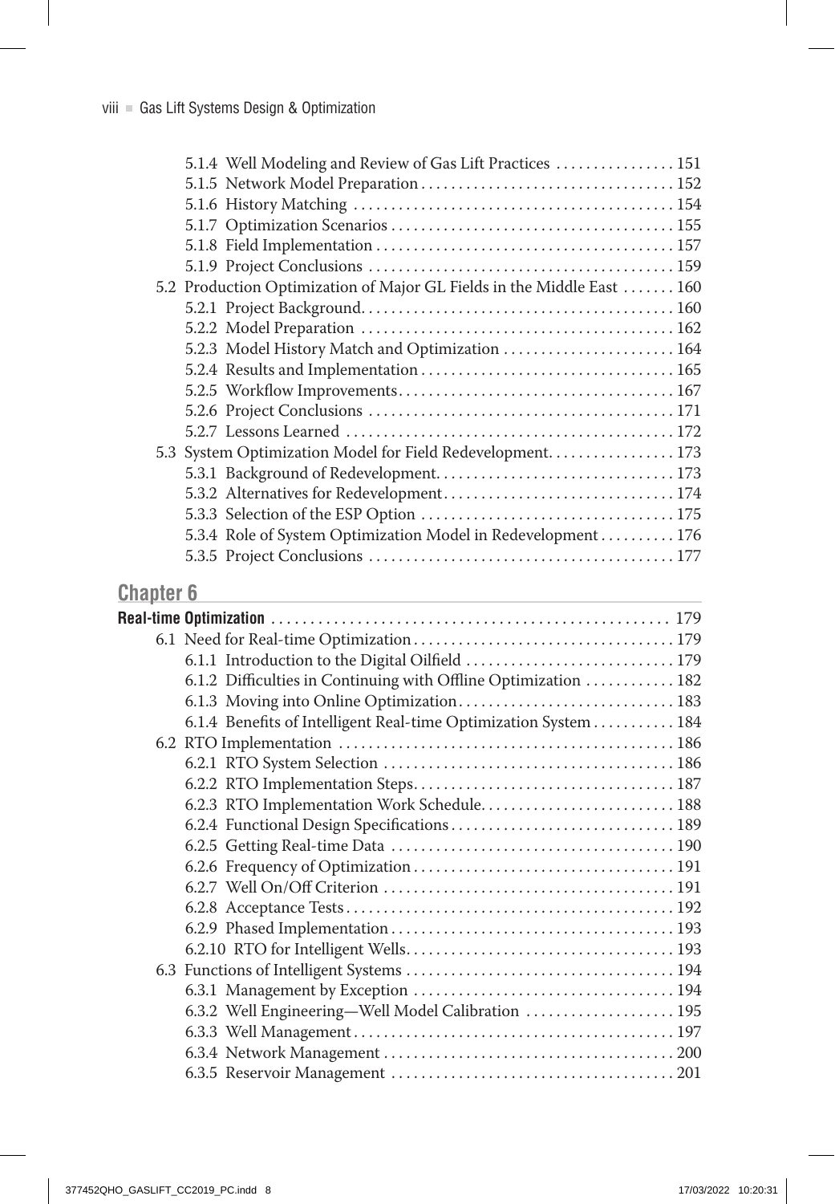5.1.4 Well Modeling and Review of Gas Lift Practices . . . . . . . . . . . . . . . . 151
5.1.5 Network Model Preparation . . . . . . . . . . . . . . . . . . . . . . . . . . . . . . . . . 152
5.1.6 History Matching . . . . . . . . . . . . . . . . . . . . . . . . . . . . . . . . . . . . . . . . . 154
5.1.7 Optimization Scenarios . . . . . . . . . . . . . . . . . . . . . . . . . . . . . . . . . . . . 155
5.1.8 Field Implementation . . . . . . . . . . . . . . . . . . . . . . . . . . . . . . . . . . . . . . 157
5.1.9 Project Conclusions . . . . . . . . . . . . . . . . . . . . . . . . . . . . . . . . . . . . . . . 159
5.2 Production Optimization of Major GL Fields in the Middle East . . . . . . . 160
5.2.1 Project Background. . . . . . . . . . . . . . . . . . . . . . . . . . . . . . . . . . . . . . . . 160
5.2.2 Model Preparation . . . . . . . . . . . . . . . . . . . . . . . . . . . . . . . . . . . . . . . . 162
5.2.3 Model History Match and Optimization . . . . . . . . . . . . . . . . . . . . . . 164
5.2.4 Results and Implementation . . . . . . . . . . . . . . . . . . . . . . . . . . . . . . . . 165
5.2.5 Workflow Improvements. . . . . . . . . . . . . . . . . . . . . . . . . . . . . . . . . . . 167
5.2.6 Project Conclusions . . . . . . . . . . . . . . . . . . . . . . . . . . . . . . . . . . . . . . . 171
5.2.7 Lessons Learned . . . . . . . . . . . . . . . . . . . . . . . . . . . . . . . . . . . . . . . . . . 172
5.3 System Optimization Model for Field Redevelopment. . . . . . . . . . . . . . . . 173
5.3.1 Background of Redevelopment. . . . . . . . . . . . . . . . . . . . . . . . . . . . . . 173
5.3.2 Alternatives for Redevelopment. . . . . . . . . . . . . . . . . . . . . . . . . . . . . . 174
5.3.3 Selection of the ESP Option . . . . . . . . . . . . . . . . . . . . . . . . . . . . . . . . 175
5.3.4 Role of System Optimization Model in Redevelopment . . . . . . . . . . 176
5.3.5 Project Conclusions . . . . . . . . . . . . . . . . . . . . . . . . . . . . . . . . . . . . . . . 177

## Chapter 6

**Real-time Optimization** . . . . . . . . . . . . . . . . . . . . . . . . . . . . . . . . . . . . . . . . . . . . . . . . . . 179
6.1 Need for Real-time Optimization . . . . . . . . . . . . . . . . . . . . . . . . . . . . . . . . . 179
6.1.1 Introduction to the Digital Oilfield . . . . . . . . . . . . . . . . . . . . . . . . . . . 179
6.1.2 Difficulties in Continuing with Offline Optimization . . . . . . . . . . . . 182
6.1.3 Moving into Online Optimization. . . . . . . . . . . . . . . . . . . . . . . . . . . . 183
6.1.4 Benefits of Intelligent Real-time Optimization System . . . . . . . . . . . 184
6.2 RTO Implementation . . . . . . . . . . . . . . . . . . . . . . . . . . . . . . . . . . . . . . . . . . . 186
6.2.1 RTO System Selection . . . . . . . . . . . . . . . . . . . . . . . . . . . . . . . . . . . . . . 186
6.2.2 RTO Implementation Steps. . . . . . . . . . . . . . . . . . . . . . . . . . . . . . . . . . 187
6.2.3 RTO Implementation Work Schedule. . . . . . . . . . . . . . . . . . . . . . . . . 188
6.2.4 Functional Design Specifications . . . . . . . . . . . . . . . . . . . . . . . . . . . . . 189
6.2.5 Getting Real-time Data . . . . . . . . . . . . . . . . . . . . . . . . . . . . . . . . . . . . . 190
6.2.6 Frequency of Optimization . . . . . . . . . . . . . . . . . . . . . . . . . . . . . . . . . . 191
6.2.7 Well On/Off Criterion . . . . . . . . . . . . . . . . . . . . . . . . . . . . . . . . . . . . . . 191
6.2.8 Acceptance Tests . . . . . . . . . . . . . . . . . . . . . . . . . . . . . . . . . . . . . . . . . . . 192
6.2.9 Phased Implementation . . . . . . . . . . . . . . . . . . . . . . . . . . . . . . . . . . . . . 193
6.2.10 RTO for Intelligent Wells. . . . . . . . . . . . . . . . . . . . . . . . . . . . . . . . . . . 193
6.3 Functions of Intelligent Systems . . . . . . . . . . . . . . . . . . . . . . . . . . . . . . . . . . . 194
6.3.1 Management by Exception . . . . . . . . . . . . . . . . . . . . . . . . . . . . . . . . . . 194
6.3.2 Well Engineering—Well Model Calibration . . . . . . . . . . . . . . . . . . . 195
6.3.3 Well Management . . . . . . . . . . . . . . . . . . . . . . . . . . . . . . . . . . . . . . . . . . 197
6.3.4 Network Management . . . . . . . . . . . . . . . . . . . . . . . . . . . . . . . . . . . . . . 200
6.3.5 Reservoir Management . . . . . . . . . . . . . . . . . . . . . . . . . . . . . . . . . . . . . 201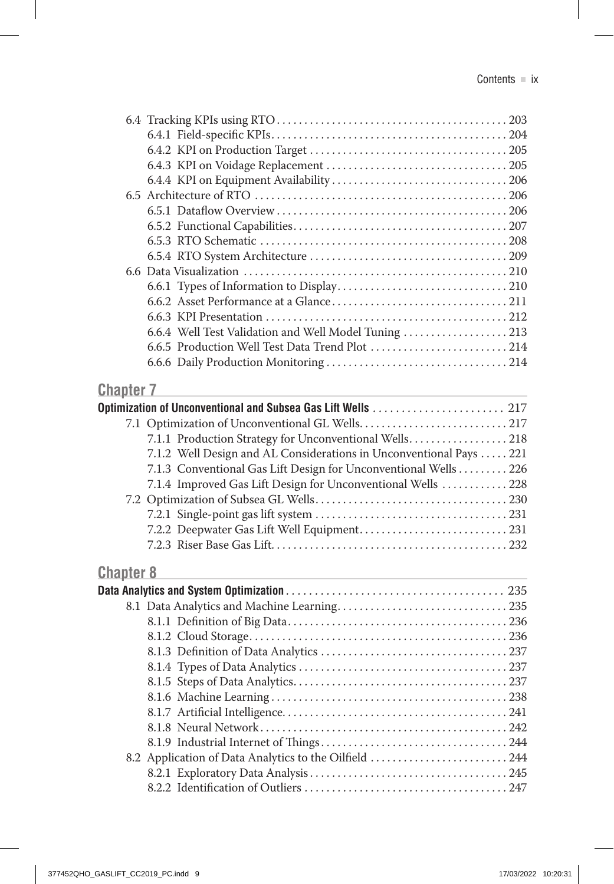- 6.4 Tracking KPIs using RTO ... 203
  - 6.4.1 Field-specific KPIs ... 204
  - 6.4.2 KPI on Production Target ... 205
  - 6.4.3 KPI on Voidage Replacement ... 205
  - 6.4.4 KPI on Equipment Availability ... 206
- 6.5 Architecture of RTO ... 206
  - 6.5.1 Dataflow Overview ... 206
  - 6.5.2 Functional Capabilities ... 207
  - 6.5.3 RTO Schematic ... 208
  - 6.5.4 RTO System Architecture ... 209
- 6.6 Data Visualization ... 210
  - 6.6.1 Types of Information to Display ... 210
  - 6.6.2 Asset Performance at a Glance ... 211
  - 6.6.3 KPI Presentation ... 212
  - 6.6.4 Well Test Validation and Well Model Tuning ... 213
  - 6.6.5 Production Well Test Data Trend Plot ... 214
  - 6.6.6 Daily Production Monitoring ... 214

## Chapter 7

**Optimization of Unconventional and Subsea Gas Lift Wells ... 217**

- 7.1 Optimization of Unconventional GL Wells ... 217
  - 7.1.1 Production Strategy for Unconventional Wells ... 218
  - 7.1.2 Well Design and AL Considerations in Unconventional Pays ... 221
  - 7.1.3 Conventional Gas Lift Design for Unconventional Wells ... 226
  - 7.1.4 Improved Gas Lift Design for Unconventional Wells ... 228
- 7.2 Optimization of Subsea GL Wells ... 230
  - 7.2.1 Single-point gas lift system ... 231
  - 7.2.2 Deepwater Gas Lift Well Equipment ... 231
  - 7.2.3 Riser Base Gas Lift ... 232

## Chapter 8

**Data Analytics and System Optimization ... 235**

- 8.1 Data Analytics and Machine Learning ... 235
  - 8.1.1 Definition of Big Data ... 236
  - 8.1.2 Cloud Storage ... 236
  - 8.1.3 Definition of Data Analytics ... 237
  - 8.1.4 Types of Data Analytics ... 237
  - 8.1.5 Steps of Data Analytics ... 237
  - 8.1.6 Machine Learning ... 238
  - 8.1.7 Artificial Intelligence ... 241
  - 8.1.8 Neural Network ... 242
  - 8.1.9 Industrial Internet of Things ... 244
- 8.2 Application of Data Analytics to the Oilfield ... 244
  - 8.2.1 Exploratory Data Analysis ... 245
  - 8.2.2 Identification of Outliers ... 247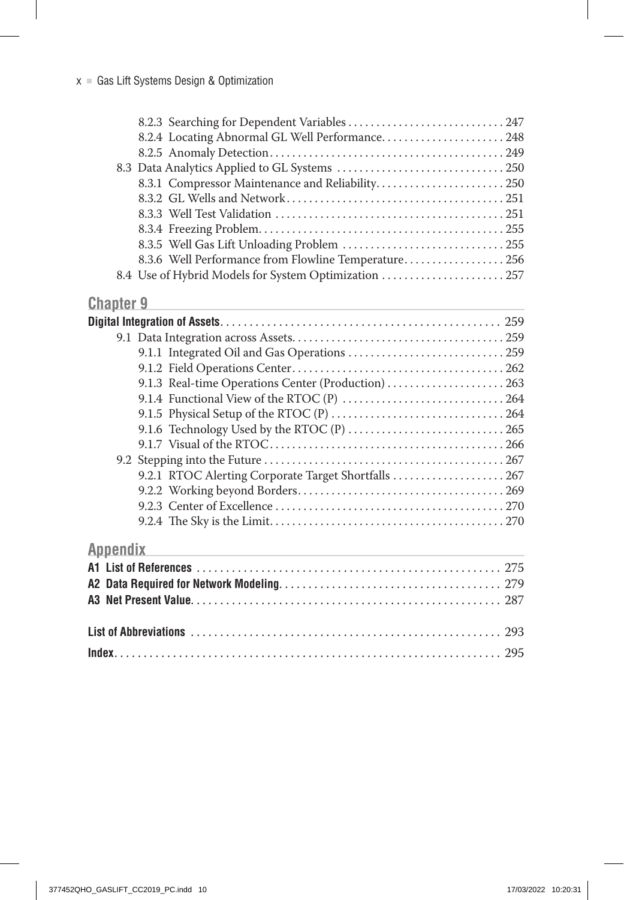- 8.2.3 Searching for Dependent Variables . . . . . . . . . . . . . . . . . . . . . . . . . . . 247
- 8.2.4 Locating Abnormal GL Well Performance. . . . . . . . . . . . . . . . . . . . . 248
- 8.2.5 Anomaly Detection. . . . . . . . . . . . . . . . . . . . . . . . . . . . . . . . . . . . . . . . 249

8.3 Data Analytics Applied to GL Systems . . . . . . . . . . . . . . . . . . . . . . . . . . . . 250

- 8.3.1 Compressor Maintenance and Reliability. . . . . . . . . . . . . . . . . . . . . . 250
- 8.3.2 GL Wells and Network. . . . . . . . . . . . . . . . . . . . . . . . . . . . . . . . . . . . . 251
- 8.3.3 Well Test Validation . . . . . . . . . . . . . . . . . . . . . . . . . . . . . . . . . . . . . . . 251
- 8.3.4 Freezing Problem. . . . . . . . . . . . . . . . . . . . . . . . . . . . . . . . . . . . . . . . . . 255
- 8.3.5 Well Gas Lift Unloading Problem . . . . . . . . . . . . . . . . . . . . . . . . . . . . 255
- 8.3.6 Well Performance from Flowline Temperature. . . . . . . . . . . . . . . . . 256

8.4 Use of Hybrid Models for System Optimization . . . . . . . . . . . . . . . . . . . . . 257

## Chapter 9

**Digital Integration of Assets**. . . . . . . . . . . . . . . . . . . . . . . . . . . . . . . . . . . . . . . . . . . . . . . . 259

9.1 Data Integration across Assets. . . . . . . . . . . . . . . . . . . . . . . . . . . . . . . . . . . . 259

- 9.1.1 Integrated Oil and Gas Operations . . . . . . . . . . . . . . . . . . . . . . . . . . . 259
- 9.1.2 Field Operations Center. . . . . . . . . . . . . . . . . . . . . . . . . . . . . . . . . . . . . 262
- 9.1.3 Real-time Operations Center (Production) . . . . . . . . . . . . . . . . . . . . 263
- 9.1.4 Functional View of the RTOC (P) . . . . . . . . . . . . . . . . . . . . . . . . . . . . 264
- 9.1.5 Physical Setup of the RTOC (P) . . . . . . . . . . . . . . . . . . . . . . . . . . . . . . 264
- 9.1.6 Technology Used by the RTOC (P) . . . . . . . . . . . . . . . . . . . . . . . . . . . 265
- 9.1.7 Visual of the RTOC. . . . . . . . . . . . . . . . . . . . . . . . . . . . . . . . . . . . . . . . . 266

9.2 Stepping into the Future . . . . . . . . . . . . . . . . . . . . . . . . . . . . . . . . . . . . . . . . . 267

- 9.2.1 RTOC Alerting Corporate Target Shortfalls . . . . . . . . . . . . . . . . . . . 267
- 9.2.2 Working beyond Borders. . . . . . . . . . . . . . . . . . . . . . . . . . . . . . . . . . . . 269
- 9.2.3 Center of Excellence . . . . . . . . . . . . . . . . . . . . . . . . . . . . . . . . . . . . . . . 270
- 9.2.4 The Sky is the Limit. . . . . . . . . . . . . . . . . . . . . . . . . . . . . . . . . . . . . . . . 270

## Appendix

**A1 List of References** . . . . . . . . . . . . . . . . . . . . . . . . . . . . . . . . . . . . . . . . . . . . . . . . . . . 275

**A2 Data Required for Network Modeling**. . . . . . . . . . . . . . . . . . . . . . . . . . . . . . . . . . . . . 279

**A3 Net Present Value**. . . . . . . . . . . . . . . . . . . . . . . . . . . . . . . . . . . . . . . . . . . . . . . . . . . . 287

**List of Abbreviations** . . . . . . . . . . . . . . . . . . . . . . . . . . . . . . . . . . . . . . . . . . . . . . . . . . . . 293

**Index**. . . . . . . . . . . . . . . . . . . . . . . . . . . . . . . . . . . . . . . . . . . . . . . . . . . . . . . . . . . . . . . . . 295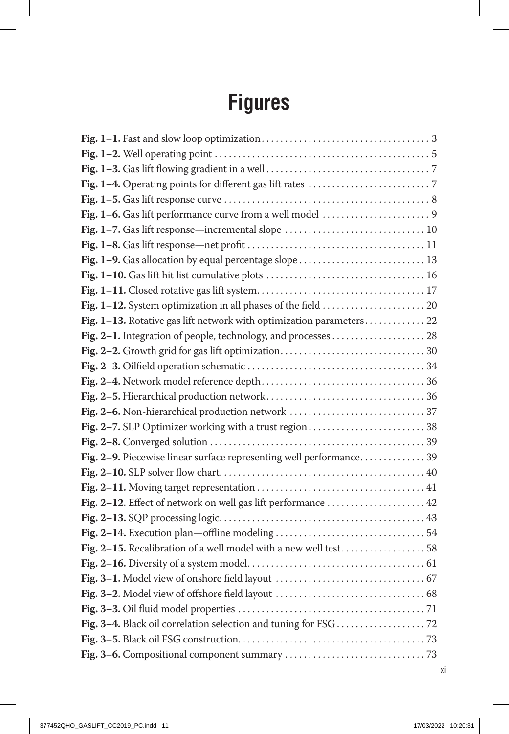# Figures

**Fig. 1–1.** Fast and slow loop optimization . . . . . . . . . . 3
**Fig. 1–2.** Well operating point . . . . . . . . . . 5
**Fig. 1–3.** Gas lift flowing gradient in a well . . . . . . . . . . 7
**Fig. 1–4.** Operating points for different gas lift rates . . . . . . . . . . 7
**Fig. 1–5.** Gas lift response curve . . . . . . . . . . 8
**Fig. 1–6.** Gas lift performance curve from a well model . . . . . . . . . . 9
**Fig. 1–7.** Gas lift response—incremental slope . . . . . . . . . . 10
**Fig. 1–8.** Gas lift response—net profit . . . . . . . . . . 11
**Fig. 1–9.** Gas allocation by equal percentage slope . . . . . . . . . . 13
**Fig. 1–10.** Gas lift hit list cumulative plots . . . . . . . . . . 16
**Fig. 1–11.** Closed rotative gas lift system . . . . . . . . . . 17
**Fig. 1–12.** System optimization in all phases of the field . . . . . . . . . . 20
**Fig. 1–13.** Rotative gas lift network with optimization parameters . . . . . . . . . . 22
**Fig. 2–1.** Integration of people, technology, and processes . . . . . . . . . . 28
**Fig. 2–2.** Growth grid for gas lift optimization . . . . . . . . . . 30
**Fig. 2–3.** Oilfield operation schematic . . . . . . . . . . 34
**Fig. 2–4.** Network model reference depth . . . . . . . . . . 36
**Fig. 2–5.** Hierarchical production network . . . . . . . . . . 36
**Fig. 2–6.** Non-hierarchical production network . . . . . . . . . . 37
**Fig. 2–7.** SLP Optimizer working with a trust region . . . . . . . . . . 38
**Fig. 2–8.** Converged solution . . . . . . . . . . 39
**Fig. 2–9.** Piecewise linear surface representing well performance . . . . . . . . . . 39
**Fig. 2–10.** SLP solver flow chart . . . . . . . . . . 40
**Fig. 2–11.** Moving target representation . . . . . . . . . . 41
**Fig. 2–12.** Effect of network on well gas lift performance . . . . . . . . . . 42
**Fig. 2–13.** SQP processing logic . . . . . . . . . . 43
**Fig. 2–14.** Execution plan—offline modeling . . . . . . . . . . 54
**Fig. 2–15.** Recalibration of a well model with a new well test . . . . . . . . . . 58
**Fig. 2–16.** Diversity of a system model . . . . . . . . . . 61
**Fig. 3–1.** Model view of onshore field layout . . . . . . . . . . 67
**Fig. 3–2.** Model view of offshore field layout . . . . . . . . . . 68
**Fig. 3–3.** Oil fluid model properties . . . . . . . . . . 71
**Fig. 3–4.** Black oil correlation selection and tuning for FSG . . . . . . . . . . 72
**Fig. 3–5.** Black oil FSG construction . . . . . . . . . . 73
**Fig. 3–6.** Compositional component summary . . . . . . . . . . 73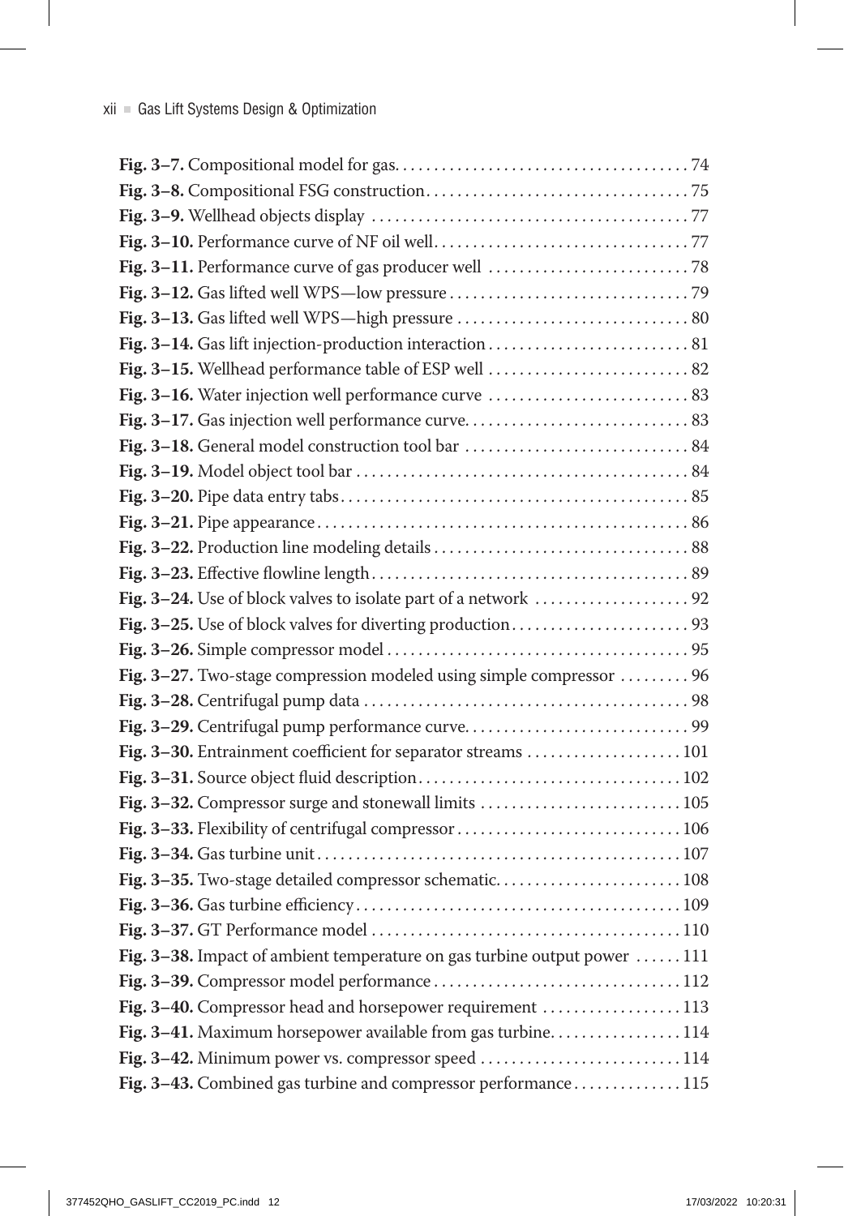**Fig. 3–7.** Compositional model for gas. . . . . . . . . . . . . . . . . . . . . . . . . . . . . . . . . . . . . 74
**Fig. 3–8.** Compositional FSG construction . . . . . . . . . . . . . . . . . . . . . . . . . . . . . . . . . 75
**Fig. 3–9.** Wellhead objects display . . . . . . . . . . . . . . . . . . . . . . . . . . . . . . . . . . . . . . . 77
**Fig. 3–10.** Performance curve of NF oil well. . . . . . . . . . . . . . . . . . . . . . . . . . . . . . . . 77
**Fig. 3–11.** Performance curve of gas producer well . . . . . . . . . . . . . . . . . . . . . . . . . 78
**Fig. 3–12.** Gas lifted well WPS—low pressure . . . . . . . . . . . . . . . . . . . . . . . . . . . . . . 79
**Fig. 3–13.** Gas lifted well WPS—high pressure . . . . . . . . . . . . . . . . . . . . . . . . . . . . . 80
**Fig. 3–14.** Gas lift injection-production interaction . . . . . . . . . . . . . . . . . . . . . . . . . 81
**Fig. 3–15.** Wellhead performance table of ESP well . . . . . . . . . . . . . . . . . . . . . . . . . 82
**Fig. 3–16.** Water injection well performance curve . . . . . . . . . . . . . . . . . . . . . . . . . 83
**Fig. 3–17.** Gas injection well performance curve. . . . . . . . . . . . . . . . . . . . . . . . . . . . 83
**Fig. 3–18.** General model construction tool bar . . . . . . . . . . . . . . . . . . . . . . . . . . . . 84
**Fig. 3–19.** Model object tool bar . . . . . . . . . . . . . . . . . . . . . . . . . . . . . . . . . . . . . . . . . 84
**Fig. 3–20.** Pipe data entry tabs . . . . . . . . . . . . . . . . . . . . . . . . . . . . . . . . . . . . . . . . . . . 85
**Fig. 3–21.** Pipe appearance . . . . . . . . . . . . . . . . . . . . . . . . . . . . . . . . . . . . . . . . . . . . . . 86
**Fig. 3–22.** Production line modeling details . . . . . . . . . . . . . . . . . . . . . . . . . . . . . . . . 88
**Fig. 3–23.** Effective flowline length . . . . . . . . . . . . . . . . . . . . . . . . . . . . . . . . . . . . . . . 89
**Fig. 3–24.** Use of block valves to isolate part of a network . . . . . . . . . . . . . . . . . . . 92
**Fig. 3–25.** Use of block valves for diverting production . . . . . . . . . . . . . . . . . . . . . . 93
**Fig. 3–26.** Simple compressor model . . . . . . . . . . . . . . . . . . . . . . . . . . . . . . . . . . . . . 95
**Fig. 3–27.** Two-stage compression modeled using simple compressor . . . . . . . . . 96
**Fig. 3–28.** Centrifugal pump data . . . . . . . . . . . . . . . . . . . . . . . . . . . . . . . . . . . . . . . . . 98
**Fig. 3–29.** Centrifugal pump performance curve. . . . . . . . . . . . . . . . . . . . . . . . . . . . 99
**Fig. 3–30.** Entrainment coefficient for separator streams . . . . . . . . . . . . . . . . . . . . 101
**Fig. 3–31.** Source object fluid description . . . . . . . . . . . . . . . . . . . . . . . . . . . . . . . . . 102
**Fig. 3–32.** Compressor surge and stonewall limits . . . . . . . . . . . . . . . . . . . . . . . . . . 105
**Fig. 3–33.** Flexibility of centrifugal compressor . . . . . . . . . . . . . . . . . . . . . . . . . . . . 106
**Fig. 3–34.** Gas turbine unit . . . . . . . . . . . . . . . . . . . . . . . . . . . . . . . . . . . . . . . . . . . . . . 107
**Fig. 3–35.** Two-stage detailed compressor schematic. . . . . . . . . . . . . . . . . . . . . . . . 108
**Fig. 3–36.** Gas turbine efficiency . . . . . . . . . . . . . . . . . . . . . . . . . . . . . . . . . . . . . . . . . 109
**Fig. 3–37.** GT Performance model . . . . . . . . . . . . . . . . . . . . . . . . . . . . . . . . . . . . . . . 110
**Fig. 3–38.** Impact of ambient temperature on gas turbine output power . . . . . . 111
**Fig. 3–39.** Compressor model performance . . . . . . . . . . . . . . . . . . . . . . . . . . . . . . . 112
**Fig. 3–40.** Compressor head and horsepower requirement . . . . . . . . . . . . . . . . . 113
**Fig. 3–41.** Maximum horsepower available from gas turbine. . . . . . . . . . . . . . . . 114
**Fig. 3–42.** Minimum power vs. compressor speed . . . . . . . . . . . . . . . . . . . . . . . . . 114
**Fig. 3–43.** Combined gas turbine and compressor performance . . . . . . . . . . . . . 115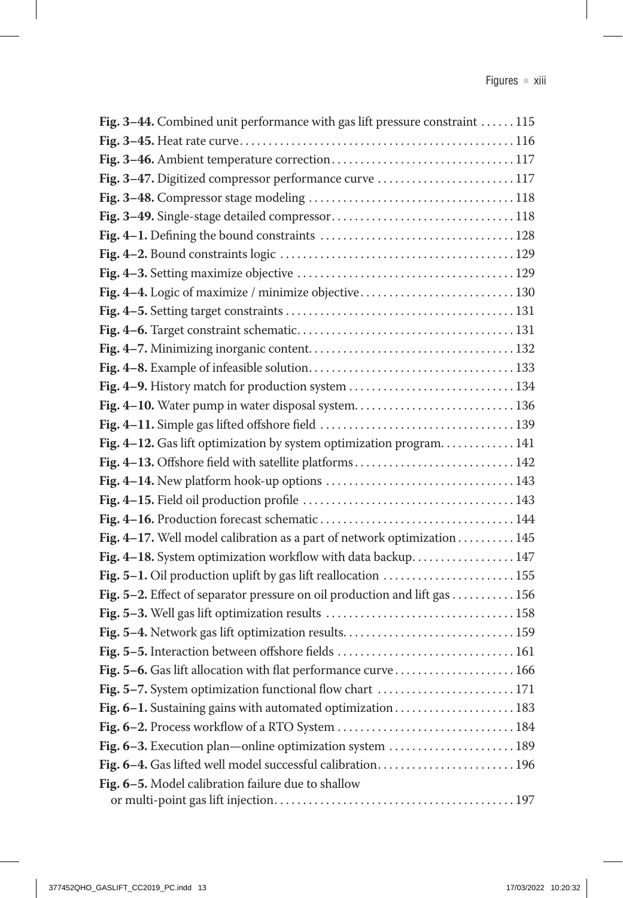**Fig. 3–44.** Combined unit performance with gas lift pressure constraint . . . . . . 115
**Fig. 3–45.** Heat rate curve . . . . . . . . . . . . . . . . . . . . . . . . . . . . . . . . . . . . . . . . . . . . . . . 116
**Fig. 3–46.** Ambient temperature correction . . . . . . . . . . . . . . . . . . . . . . . . . . . . . . . 117
**Fig. 3–47.** Digitized compressor performance curve . . . . . . . . . . . . . . . . . . . . . . . . 117
**Fig. 3–48.** Compressor stage modeling . . . . . . . . . . . . . . . . . . . . . . . . . . . . . . . . . . . 118
**Fig. 3–49.** Single-stage detailed compressor . . . . . . . . . . . . . . . . . . . . . . . . . . . . . . . 118
**Fig. 4–1.** Defining the bound constraints . . . . . . . . . . . . . . . . . . . . . . . . . . . . . . . . . 128
**Fig. 4–2.** Bound constraints logic . . . . . . . . . . . . . . . . . . . . . . . . . . . . . . . . . . . . . . . . 129
**Fig. 4–3.** Setting maximize objective . . . . . . . . . . . . . . . . . . . . . . . . . . . . . . . . . . . . . 129
**Fig. 4–4.** Logic of maximize / minimize objective . . . . . . . . . . . . . . . . . . . . . . . . . . 130
**Fig. 4–5.** Setting target constraints . . . . . . . . . . . . . . . . . . . . . . . . . . . . . . . . . . . . . . 131
**Fig. 4–6.** Target constraint schematic . . . . . . . . . . . . . . . . . . . . . . . . . . . . . . . . . . . . . 131
**Fig. 4–7.** Minimizing inorganic content . . . . . . . . . . . . . . . . . . . . . . . . . . . . . . . . . . . 132
**Fig. 4–8.** Example of infeasible solution . . . . . . . . . . . . . . . . . . . . . . . . . . . . . . . . . . . 133
**Fig. 4–9.** History match for production system . . . . . . . . . . . . . . . . . . . . . . . . . . . . 134
**Fig. 4–10.** Water pump in water disposal system . . . . . . . . . . . . . . . . . . . . . . . . . . . 136
**Fig. 4–11.** Simple gas lifted offshore field . . . . . . . . . . . . . . . . . . . . . . . . . . . . . . . . . 139
**Fig. 4–12.** Gas lift optimization by system optimization program . . . . . . . . . . . . 141
**Fig. 4–13.** Offshore field with satellite platforms . . . . . . . . . . . . . . . . . . . . . . . . . . . 142
**Fig. 4–14.** New platform hook-up options . . . . . . . . . . . . . . . . . . . . . . . . . . . . . . . . 143
**Fig. 4–15.** Field oil production profile . . . . . . . . . . . . . . . . . . . . . . . . . . . . . . . . . . . . 143
**Fig. 4–16.** Production forecast schematic . . . . . . . . . . . . . . . . . . . . . . . . . . . . . . . . . 144
**Fig. 4–17.** Well model calibration as a part of network optimization . . . . . . . . . . 145
**Fig. 4–18.** System optimization workflow with data backup . . . . . . . . . . . . . . . . . 147
**Fig. 5–1.** Oil production uplift by gas lift reallocation . . . . . . . . . . . . . . . . . . . . . . . 155
**Fig. 5–2.** Effect of separator pressure on oil production and lift gas . . . . . . . . . . . 156
**Fig. 5–3.** Well gas lift optimization results . . . . . . . . . . . . . . . . . . . . . . . . . . . . . . . . 158
**Fig. 5–4.** Network gas lift optimization results . . . . . . . . . . . . . . . . . . . . . . . . . . . . . 159
**Fig. 5–5.** Interaction between offshore fields . . . . . . . . . . . . . . . . . . . . . . . . . . . . . . 161
**Fig. 5–6.** Gas lift allocation with flat performance curve . . . . . . . . . . . . . . . . . . . . 166
**Fig. 5–7.** System optimization functional flow chart . . . . . . . . . . . . . . . . . . . . . . . 171
**Fig. 6–1.** Sustaining gains with automated optimization . . . . . . . . . . . . . . . . . . . . 183
**Fig. 6–2.** Process workflow of a RTO System . . . . . . . . . . . . . . . . . . . . . . . . . . . . . . 184
**Fig. 6–3.** Execution plan—online optimization system . . . . . . . . . . . . . . . . . . . . . 189
**Fig. 6–4.** Gas lifted well model successful calibration . . . . . . . . . . . . . . . . . . . . . . . 196
**Fig. 6–5.** Model calibration failure due to shallow or multi-point gas lift injection . . . . . . . . . . . . . . . . . . . . . . . . . . . . . . . . . . . . . . . . . 197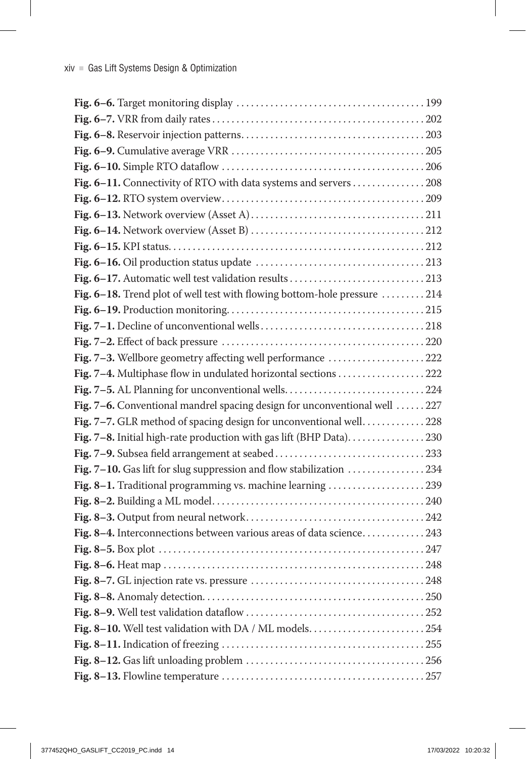**Fig. 6–6.** Target monitoring display . . . . . . . . . . . . . . . . . . . . . . . . . . . . . . . . . . . . . . 199
**Fig. 6–7.** VRR from daily rates . . . . . . . . . . . . . . . . . . . . . . . . . . . . . . . . . . . . . . . . . . . 202
**Fig. 6–8.** Reservoir injection patterns. . . . . . . . . . . . . . . . . . . . . . . . . . . . . . . . . . . . . 203
**Fig. 6–9.** Cumulative average VRR . . . . . . . . . . . . . . . . . . . . . . . . . . . . . . . . . . . . . . . 205
**Fig. 6–10.** Simple RTO dataflow . . . . . . . . . . . . . . . . . . . . . . . . . . . . . . . . . . . . . . . . . 206
**Fig. 6–11.** Connectivity of RTO with data systems and servers . . . . . . . . . . . . . . 208
**Fig. 6–12.** RTO system overview. . . . . . . . . . . . . . . . . . . . . . . . . . . . . . . . . . . . . . . . . 209
**Fig. 6–13.** Network overview (Asset A) . . . . . . . . . . . . . . . . . . . . . . . . . . . . . . . . . . . 211
**Fig. 6–14.** Network overview (Asset B) . . . . . . . . . . . . . . . . . . . . . . . . . . . . . . . . . . . 212
**Fig. 6–15.** KPI status. . . . . . . . . . . . . . . . . . . . . . . . . . . . . . . . . . . . . . . . . . . . . . . . . . . 212
**Fig. 6–16.** Oil production status update . . . . . . . . . . . . . . . . . . . . . . . . . . . . . . . . . . 213
**Fig. 6–17.** Automatic well test validation results . . . . . . . . . . . . . . . . . . . . . . . . . . . 213
**Fig. 6–18.** Trend plot of well test with flowing bottom-hole pressure . . . . . . . . . 214
**Fig. 6–19.** Production monitoring. . . . . . . . . . . . . . . . . . . . . . . . . . . . . . . . . . . . . . . . 215
**Fig. 7–1.** Decline of unconventional wells . . . . . . . . . . . . . . . . . . . . . . . . . . . . . . . . . 218
**Fig. 7–2.** Effect of back pressure . . . . . . . . . . . . . . . . . . . . . . . . . . . . . . . . . . . . . . . . . 220
**Fig. 7–3.** Wellbore geometry affecting well performance . . . . . . . . . . . . . . . . . . . 222
**Fig. 7–4.** Multiphase flow in undulated horizontal sections . . . . . . . . . . . . . . . . . 222
**Fig. 7–5.** AL Planning for unconventional wells. . . . . . . . . . . . . . . . . . . . . . . . . . . . 224
**Fig. 7–6.** Conventional mandrel spacing design for unconventional well . . . . . . 227
**Fig. 7–7.** GLR method of spacing design for unconventional well. . . . . . . . . . . . 228
**Fig. 7–8.** Initial high-rate production with gas lift (BHP Data). . . . . . . . . . . . . . . 230
**Fig. 7–9.** Subsea field arrangement at seabed . . . . . . . . . . . . . . . . . . . . . . . . . . . . . . 233
**Fig. 7–10.** Gas lift for slug suppression and flow stabilization . . . . . . . . . . . . . . . 234
**Fig. 8–1.** Traditional programming vs. machine learning . . . . . . . . . . . . . . . . . . . 239
**Fig. 8–2.** Building a ML model. . . . . . . . . . . . . . . . . . . . . . . . . . . . . . . . . . . . . . . . . . . 240
**Fig. 8–3.** Output from neural network. . . . . . . . . . . . . . . . . . . . . . . . . . . . . . . . . . . . 242
**Fig. 8–4.** Interconnections between various areas of data science. . . . . . . . . . . . 243
**Fig. 8–5.** Box plot . . . . . . . . . . . . . . . . . . . . . . . . . . . . . . . . . . . . . . . . . . . . . . . . . . . . . 247
**Fig. 8–6.** Heat map . . . . . . . . . . . . . . . . . . . . . . . . . . . . . . . . . . . . . . . . . . . . . . . . . . . . 248
**Fig. 8–7.** GL injection rate vs. pressure . . . . . . . . . . . . . . . . . . . . . . . . . . . . . . . . . . . 248
**Fig. 8–8.** Anomaly detection. . . . . . . . . . . . . . . . . . . . . . . . . . . . . . . . . . . . . . . . . . . . . 250
**Fig. 8–9.** Well test validation dataflow . . . . . . . . . . . . . . . . . . . . . . . . . . . . . . . . . . . . 252
**Fig. 8–10.** Well test validation with DA / ML models. . . . . . . . . . . . . . . . . . . . . . . 254
**Fig. 8–11.** Indication of freezing . . . . . . . . . . . . . . . . . . . . . . . . . . . . . . . . . . . . . . . . . 255
**Fig. 8–12.** Gas lift unloading problem . . . . . . . . . . . . . . . . . . . . . . . . . . . . . . . . . . . . 256
**Fig. 8–13.** Flowline temperature . . . . . . . . . . . . . . . . . . . . . . . . . . . . . . . . . . . . . . . . . 257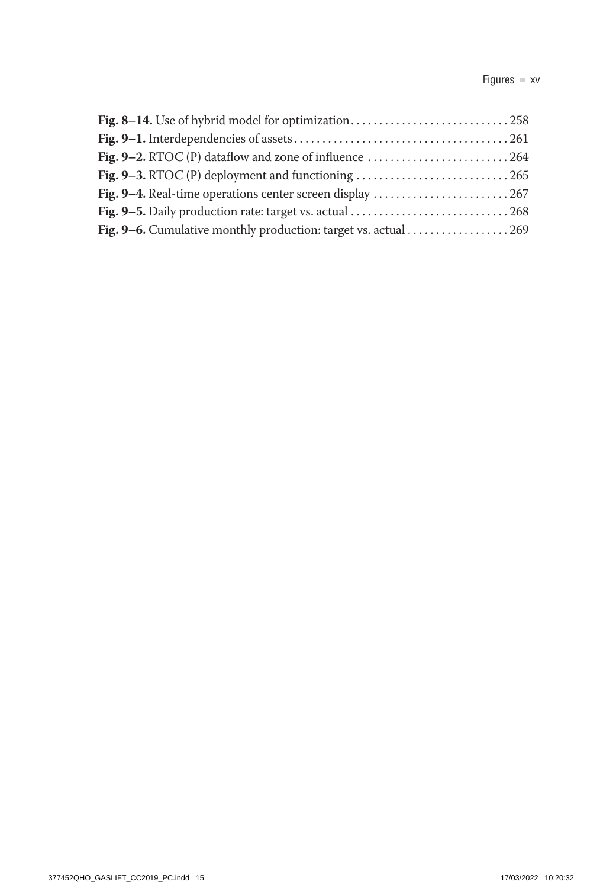**Fig. 8–14.** Use of hybrid model for optimization . . . . . . . . . . . . . . . . . . . . . . . . . . . . 258
**Fig. 9–1.** Interdependencies of assets . . . . . . . . . . . . . . . . . . . . . . . . . . . . . . . . . . . . . 261
**Fig. 9–2.** RTOC (P) dataflow and zone of influence . . . . . . . . . . . . . . . . . . . . . . . . . 264
**Fig. 9–3.** RTOC (P) deployment and functioning . . . . . . . . . . . . . . . . . . . . . . . . . . . 265
**Fig. 9–4.** Real-time operations center screen display . . . . . . . . . . . . . . . . . . . . . . . . 267
**Fig. 9–5.** Daily production rate: target vs. actual . . . . . . . . . . . . . . . . . . . . . . . . . . . . 268
**Fig. 9–6.** Cumulative monthly production: target vs. actual . . . . . . . . . . . . . . . . . . 269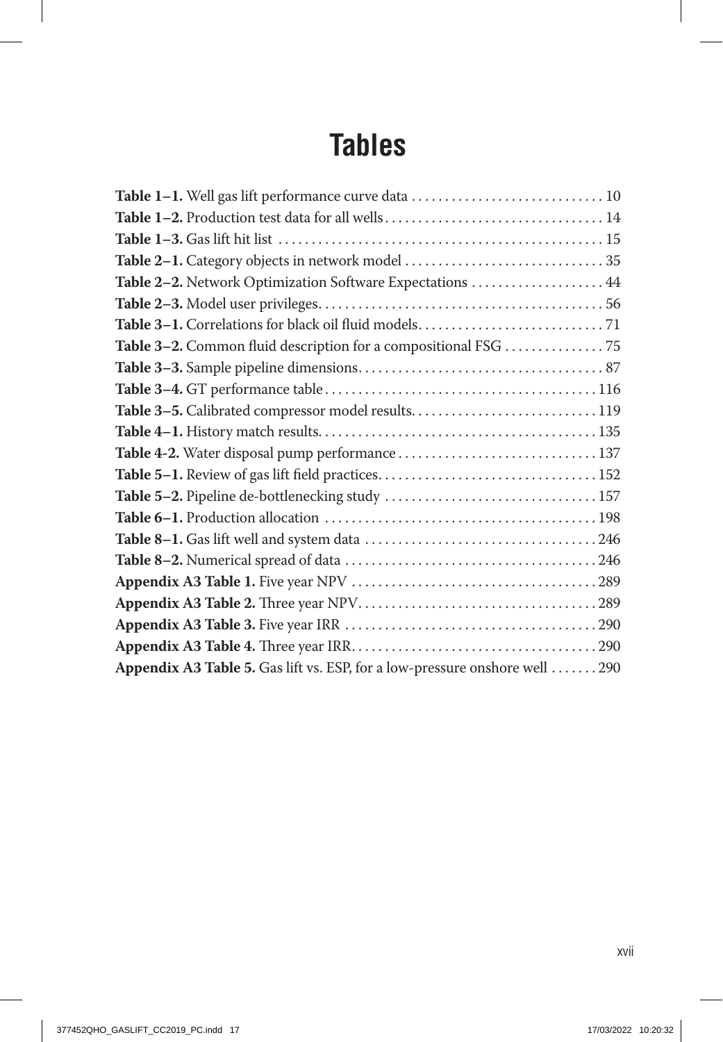# Tables

**Table 1–1.** Well gas lift performance curve data . . . . . . . . . . . . . . . . . . . . . . . . . . . . . 10
**Table 1–2.** Production test data for all wells . . . . . . . . . . . . . . . . . . . . . . . . . . . . . . . . 14
**Table 1–3.** Gas lift hit list . . . . . . . . . . . . . . . . . . . . . . . . . . . . . . . . . . . . . . . . . . . . . . . 15
**Table 2–1.** Category objects in network model . . . . . . . . . . . . . . . . . . . . . . . . . . . . . . 35
**Table 2–2.** Network Optimization Software Expectations . . . . . . . . . . . . . . . . . . . . 44
**Table 2–3.** Model user privileges . . . . . . . . . . . . . . . . . . . . . . . . . . . . . . . . . . . . . . . . . . 56
**Table 3–1.** Correlations for black oil fluid models . . . . . . . . . . . . . . . . . . . . . . . . . . . . 71
**Table 3–2.** Common fluid description for a compositional FSG . . . . . . . . . . . . . . . 75
**Table 3–3.** Sample pipeline dimensions . . . . . . . . . . . . . . . . . . . . . . . . . . . . . . . . . . . . 87
**Table 3–4.** GT performance table . . . . . . . . . . . . . . . . . . . . . . . . . . . . . . . . . . . . . . . . 116
**Table 3–5.** Calibrated compressor model results . . . . . . . . . . . . . . . . . . . . . . . . . . . 119
**Table 4–1.** History match results . . . . . . . . . . . . . . . . . . . . . . . . . . . . . . . . . . . . . . . . . 135
**Table 4-2.** Water disposal pump performance . . . . . . . . . . . . . . . . . . . . . . . . . . . . . 137
**Table 5–1.** Review of gas lift field practices . . . . . . . . . . . . . . . . . . . . . . . . . . . . . . . . 152
**Table 5–2.** Pipeline de-bottlenecking study . . . . . . . . . . . . . . . . . . . . . . . . . . . . . . . 157
**Table 6–1.** Production allocation . . . . . . . . . . . . . . . . . . . . . . . . . . . . . . . . . . . . . . . . 198
**Table 8–1.** Gas lift well and system data . . . . . . . . . . . . . . . . . . . . . . . . . . . . . . . . . . 246
**Table 8–2.** Numerical spread of data . . . . . . . . . . . . . . . . . . . . . . . . . . . . . . . . . . . . . 246
**Appendix A3 Table 1.** Five year NPV . . . . . . . . . . . . . . . . . . . . . . . . . . . . . . . . . . . . 289
**Appendix A3 Table 2.** Three year NPV . . . . . . . . . . . . . . . . . . . . . . . . . . . . . . . . . . . 289
**Appendix A3 Table 3.** Five year IRR . . . . . . . . . . . . . . . . . . . . . . . . . . . . . . . . . . . . . 290
**Appendix A3 Table 4.** Three year IRR . . . . . . . . . . . . . . . . . . . . . . . . . . . . . . . . . . . . 290
**Appendix A3 Table 5.** Gas lift vs. ESP, for a low-pressure onshore well . . . . . . . 290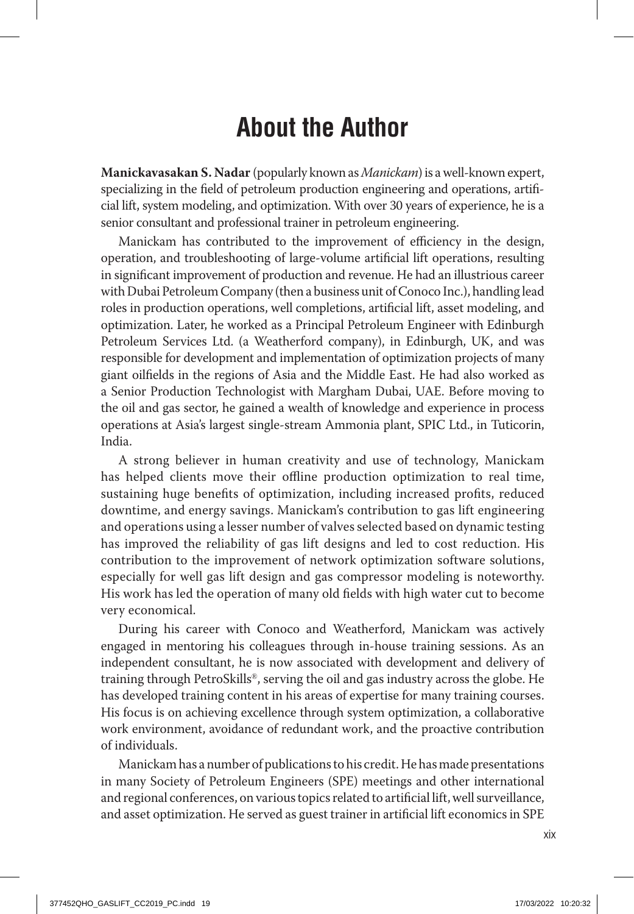# About the Author

**Manickavasakan S. Nadar** (popularly known as *Manickam*) is a well-known expert, specializing in the field of petroleum production engineering and operations, artificial lift, system modeling, and optimization. With over 30 years of experience, he is a senior consultant and professional trainer in petroleum engineering.

Manickam has contributed to the improvement of efficiency in the design, operation, and troubleshooting of large-volume artificial lift operations, resulting in significant improvement of production and revenue. He had an illustrious career with Dubai Petroleum Company (then a business unit of Conoco Inc.), handling lead roles in production operations, well completions, artificial lift, asset modeling, and optimization. Later, he worked as a Principal Petroleum Engineer with Edinburgh Petroleum Services Ltd. (a Weatherford company), in Edinburgh, UK, and was responsible for development and implementation of optimization projects of many giant oilfields in the regions of Asia and the Middle East. He had also worked as a Senior Production Technologist with Margham Dubai, UAE. Before moving to the oil and gas sector, he gained a wealth of knowledge and experience in process operations at Asia's largest single-stream Ammonia plant, SPIC Ltd., in Tuticorin, India.

A strong believer in human creativity and use of technology, Manickam has helped clients move their offline production optimization to real time, sustaining huge benefits of optimization, including increased profits, reduced downtime, and energy savings. Manickam's contribution to gas lift engineering and operations using a lesser number of valves selected based on dynamic testing has improved the reliability of gas lift designs and led to cost reduction. His contribution to the improvement of network optimization software solutions, especially for well gas lift design and gas compressor modeling is noteworthy. His work has led the operation of many old fields with high water cut to become very economical.

During his career with Conoco and Weatherford, Manickam was actively engaged in mentoring his colleagues through in-house training sessions. As an independent consultant, he is now associated with development and delivery of training through PetroSkills®, serving the oil and gas industry across the globe. He has developed training content in his areas of expertise for many training courses. His focus is on achieving excellence through system optimization, a collaborative work environment, avoidance of redundant work, and the proactive contribution of individuals.

Manickam has a number of publications to his credit. He has made presentations in many Society of Petroleum Engineers (SPE) meetings and other international and regional conferences, on various topics related to artificial lift, well surveillance, and asset optimization. He served as guest trainer in artificial lift economics in SPE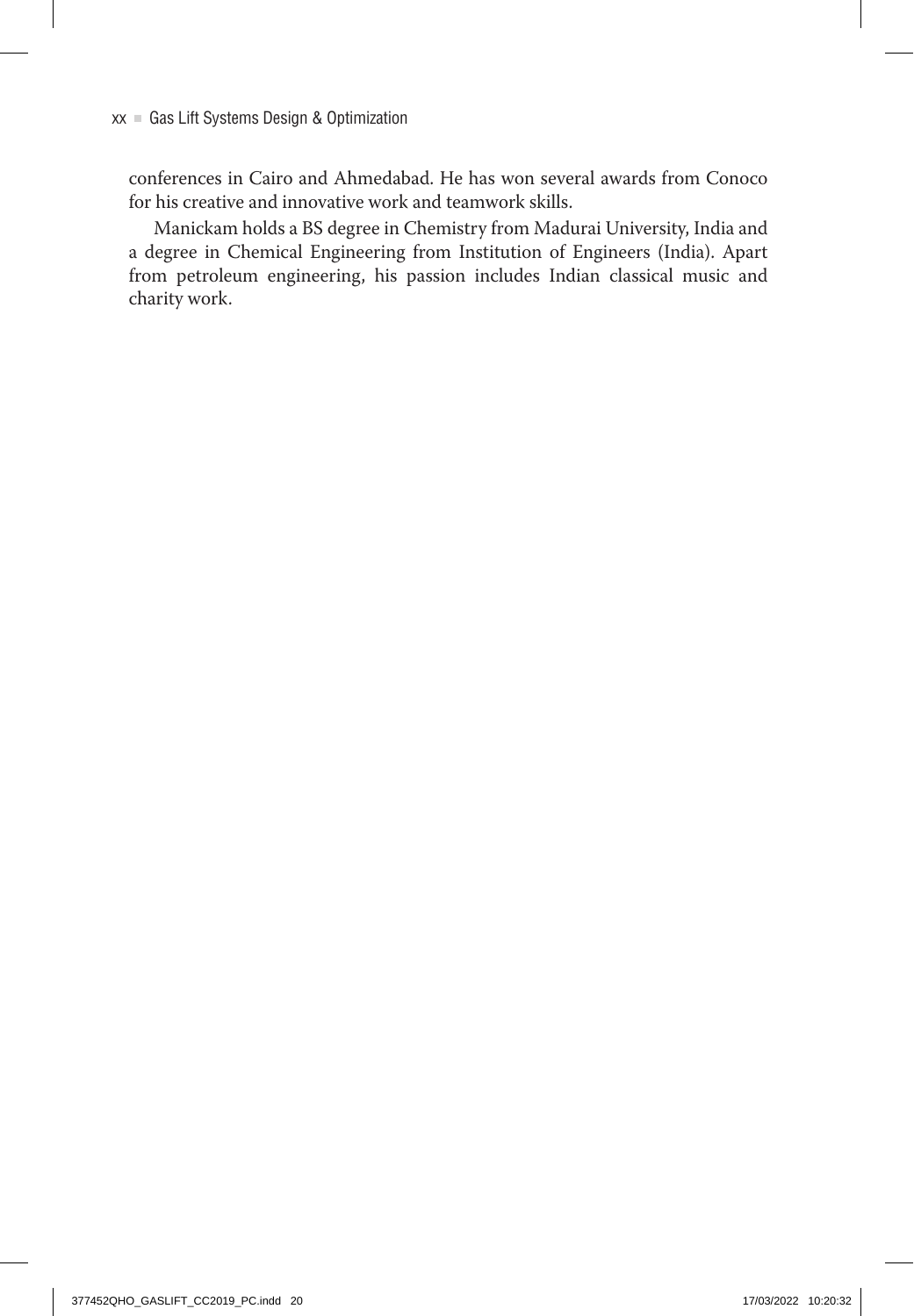conferences in Cairo and Ahmedabad. He has won several awards from Conoco for his creative and innovative work and teamwork skills.

Manickam holds a BS degree in Chemistry from Madurai University, India and a degree in Chemical Engineering from Institution of Engineers (India). Apart from petroleum engineering, his passion includes Indian classical music and charity work.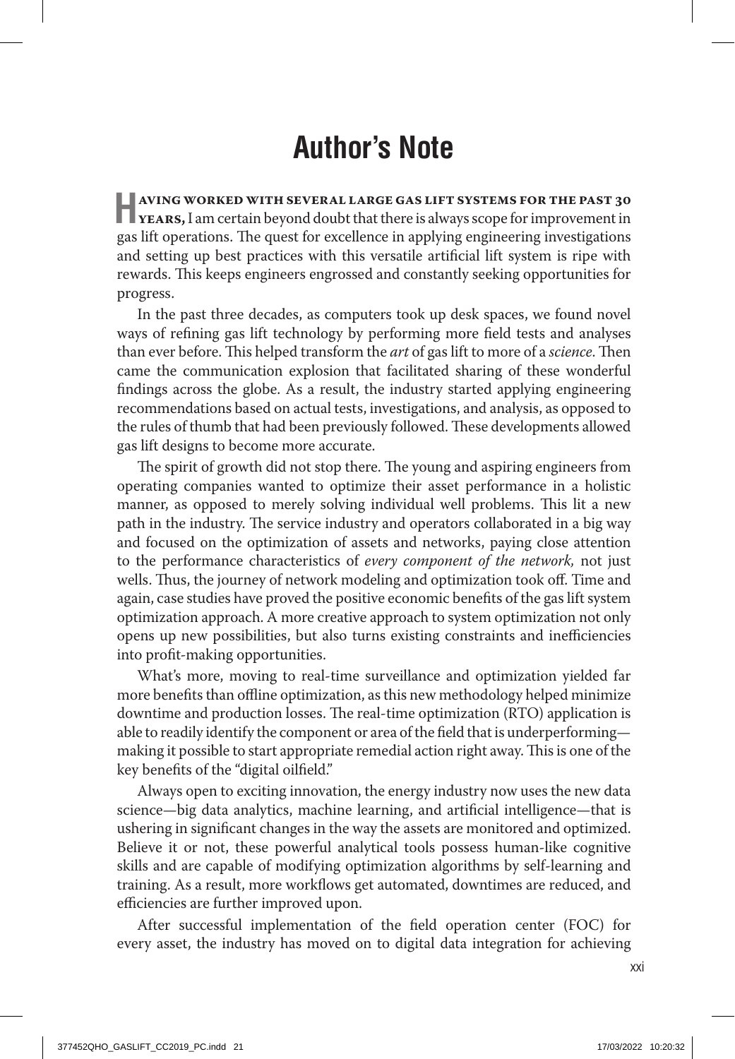# Author's Note

**Having worked with several large gas lift systems for the past 30 years,** I am certain beyond doubt that there is always scope for improvement in gas lift operations. The quest for excellence in applying engineering investigations and setting up best practices with this versatile artificial lift system is ripe with rewards. This keeps engineers engrossed and constantly seeking opportunities for progress.

In the past three decades, as computers took up desk spaces, we found novel ways of refining gas lift technology by performing more field tests and analyses than ever before. This helped transform the *art* of gas lift to more of a *science*. Then came the communication explosion that facilitated sharing of these wonderful findings across the globe. As a result, the industry started applying engineering recommendations based on actual tests, investigations, and analysis, as opposed to the rules of thumb that had been previously followed. These developments allowed gas lift designs to become more accurate.

The spirit of growth did not stop there. The young and aspiring engineers from operating companies wanted to optimize their asset performance in a holistic manner, as opposed to merely solving individual well problems. This lit a new path in the industry. The service industry and operators collaborated in a big way and focused on the optimization of assets and networks, paying close attention to the performance characteristics of *every component of the network,* not just wells. Thus, the journey of network modeling and optimization took off. Time and again, case studies have proved the positive economic benefits of the gas lift system optimization approach. A more creative approach to system optimization not only opens up new possibilities, but also turns existing constraints and inefficiencies into profit-making opportunities.

What's more, moving to real-time surveillance and optimization yielded far more benefits than offline optimization, as this new methodology helped minimize downtime and production losses. The real-time optimization (RTO) application is able to readily identify the component or area of the field that is underperforming—making it possible to start appropriate remedial action right away. This is one of the key benefits of the "digital oilfield."

Always open to exciting innovation, the energy industry now uses the new data science—big data analytics, machine learning, and artificial intelligence—that is ushering in significant changes in the way the assets are monitored and optimized. Believe it or not, these powerful analytical tools possess human-like cognitive skills and are capable of modifying optimization algorithms by self-learning and training. As a result, more workflows get automated, downtimes are reduced, and efficiencies are further improved upon.

After successful implementation of the field operation center (FOC) for every asset, the industry has moved on to digital data integration for achieving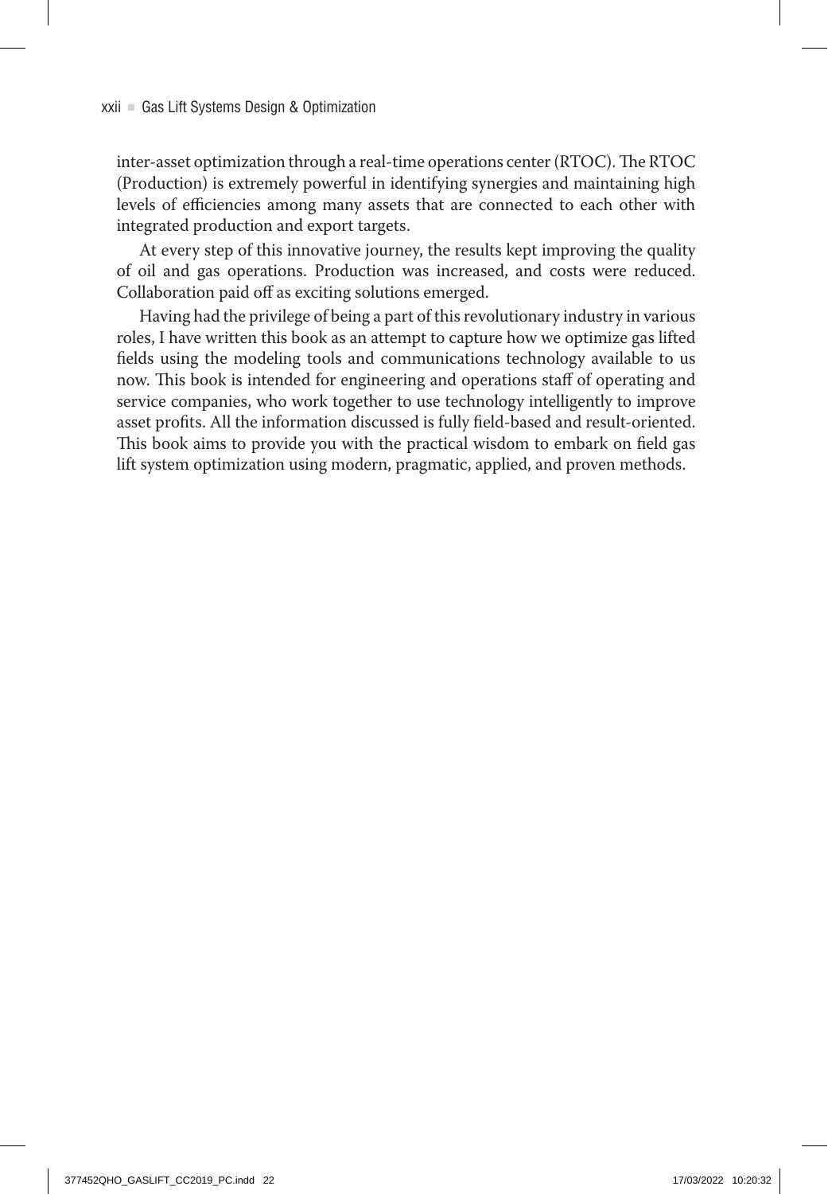inter-asset optimization through a real-time operations center (RTOC). The RTOC (Production) is extremely powerful in identifying synergies and maintaining high levels of efficiencies among many assets that are connected to each other with integrated production and export targets.

At every step of this innovative journey, the results kept improving the quality of oil and gas operations. Production was increased, and costs were reduced. Collaboration paid off as exciting solutions emerged.

Having had the privilege of being a part of this revolutionary industry in various roles, I have written this book as an attempt to capture how we optimize gas lifted fields using the modeling tools and communications technology available to us now. This book is intended for engineering and operations staff of operating and service companies, who work together to use technology intelligently to improve asset profits. All the information discussed is fully field-based and result-oriented. This book aims to provide you with the practical wisdom to embark on field gas lift system optimization using modern, pragmatic, applied, and proven methods.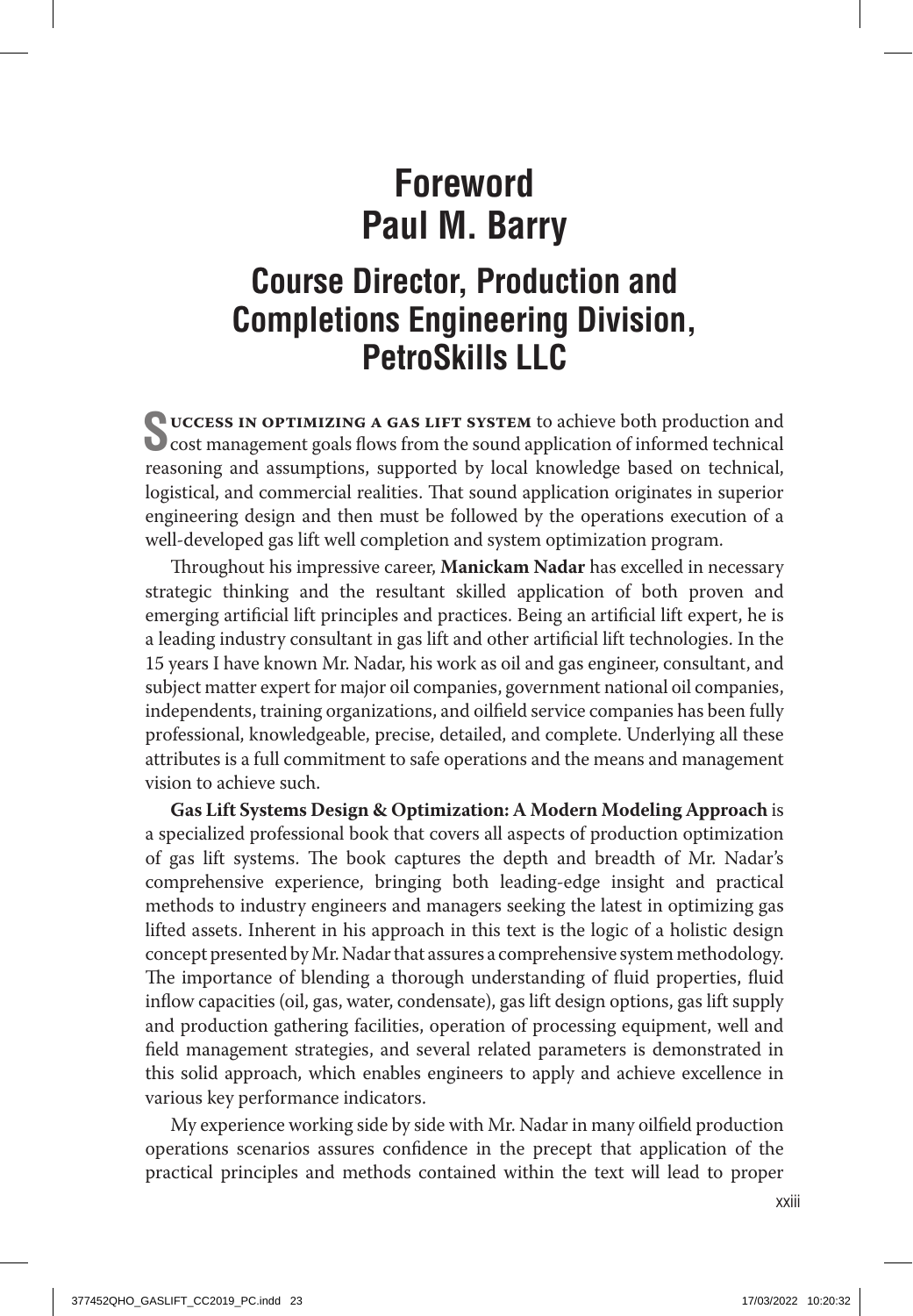# Foreword
# Paul M. Barry

## Course Director, Production and Completions Engineering Division, PetroSkills LLC

**Success in optimizing a gas lift system** to achieve both production and cost management goals flows from the sound application of informed technical reasoning and assumptions, supported by local knowledge based on technical, logistical, and commercial realities. That sound application originates in superior engineering design and then must be followed by the operations execution of a well-developed gas lift well completion and system optimization program.

Throughout his impressive career, **Manickam Nadar** has excelled in necessary strategic thinking and the resultant skilled application of both proven and emerging artificial lift principles and practices. Being an artificial lift expert, he is a leading industry consultant in gas lift and other artificial lift technologies. In the 15 years I have known Mr. Nadar, his work as oil and gas engineer, consultant, and subject matter expert for major oil companies, government national oil companies, independents, training organizations, and oilfield service companies has been fully professional, knowledgeable, precise, detailed, and complete. Underlying all these attributes is a full commitment to safe operations and the means and management vision to achieve such.

**Gas Lift Systems Design & Optimization: A Modern Modeling Approach** is a specialized professional book that covers all aspects of production optimization of gas lift systems. The book captures the depth and breadth of Mr. Nadar's comprehensive experience, bringing both leading-edge insight and practical methods to industry engineers and managers seeking the latest in optimizing gas lifted assets. Inherent in his approach in this text is the logic of a holistic design concept presented by Mr. Nadar that assures a comprehensive system methodology. The importance of blending a thorough understanding of fluid properties, fluid inflow capacities (oil, gas, water, condensate), gas lift design options, gas lift supply and production gathering facilities, operation of processing equipment, well and field management strategies, and several related parameters is demonstrated in this solid approach, which enables engineers to apply and achieve excellence in various key performance indicators.

My experience working side by side with Mr. Nadar in many oilfield production operations scenarios assures confidence in the precept that application of the practical principles and methods contained within the text will lead to proper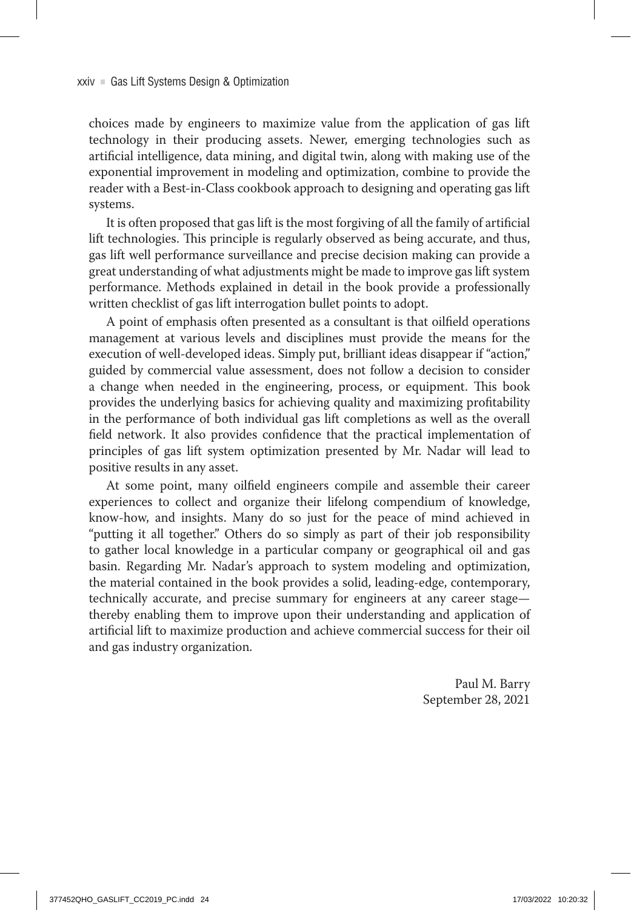choices made by engineers to maximize value from the application of gas lift technology in their producing assets. Newer, emerging technologies such as artificial intelligence, data mining, and digital twin, along with making use of the exponential improvement in modeling and optimization, combine to provide the reader with a Best-in-Class cookbook approach to designing and operating gas lift systems.

It is often proposed that gas lift is the most forgiving of all the family of artificial lift technologies. This principle is regularly observed as being accurate, and thus, gas lift well performance surveillance and precise decision making can provide a great understanding of what adjustments might be made to improve gas lift system performance. Methods explained in detail in the book provide a professionally written checklist of gas lift interrogation bullet points to adopt.

A point of emphasis often presented as a consultant is that oilfield operations management at various levels and disciplines must provide the means for the execution of well-developed ideas. Simply put, brilliant ideas disappear if "action," guided by commercial value assessment, does not follow a decision to consider a change when needed in the engineering, process, or equipment. This book provides the underlying basics for achieving quality and maximizing profitability in the performance of both individual gas lift completions as well as the overall field network. It also provides confidence that the practical implementation of principles of gas lift system optimization presented by Mr. Nadar will lead to positive results in any asset.

At some point, many oilfield engineers compile and assemble their career experiences to collect and organize their lifelong compendium of knowledge, know-how, and insights. Many do so just for the peace of mind achieved in "putting it all together." Others do so simply as part of their job responsibility to gather local knowledge in a particular company or geographical oil and gas basin. Regarding Mr. Nadar's approach to system modeling and optimization, the material contained in the book provides a solid, leading-edge, contemporary, technically accurate, and precise summary for engineers at any career stage—thereby enabling them to improve upon their understanding and application of artificial lift to maximize production and achieve commercial success for their oil and gas industry organization.

Paul M. Barry
September 28, 2021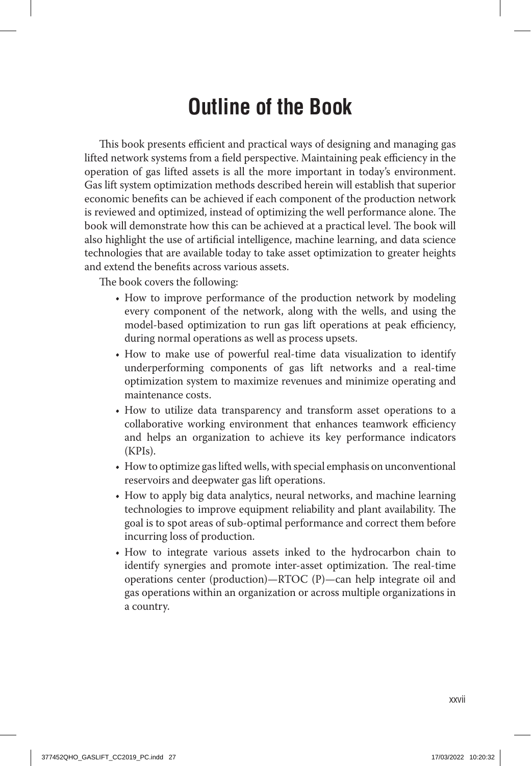# Outline of the Book

This book presents efficient and practical ways of designing and managing gas lifted network systems from a field perspective. Maintaining peak efficiency in the operation of gas lifted assets is all the more important in today's environment. Gas lift system optimization methods described herein will establish that superior economic benefits can be achieved if each component of the production network is reviewed and optimized, instead of optimizing the well performance alone. The book will demonstrate how this can be achieved at a practical level. The book will also highlight the use of artificial intelligence, machine learning, and data science technologies that are available today to take asset optimization to greater heights and extend the benefits across various assets.

The book covers the following:

- How to improve performance of the production network by modeling every component of the network, along with the wells, and using the model-based optimization to run gas lift operations at peak efficiency, during normal operations as well as process upsets.
- How to make use of powerful real-time data visualization to identify underperforming components of gas lift networks and a real-time optimization system to maximize revenues and minimize operating and maintenance costs.
- How to utilize data transparency and transform asset operations to a collaborative working environment that enhances teamwork efficiency and helps an organization to achieve its key performance indicators (KPIs).
- How to optimize gas lifted wells, with special emphasis on unconventional reservoirs and deepwater gas lift operations.
- How to apply big data analytics, neural networks, and machine learning technologies to improve equipment reliability and plant availability. The goal is to spot areas of sub-optimal performance and correct them before incurring loss of production.
- How to integrate various assets inked to the hydrocarbon chain to identify synergies and promote inter-asset optimization. The real-time operations center (production)—RTOC (P)—can help integrate oil and gas operations within an organization or across multiple organizations in a country.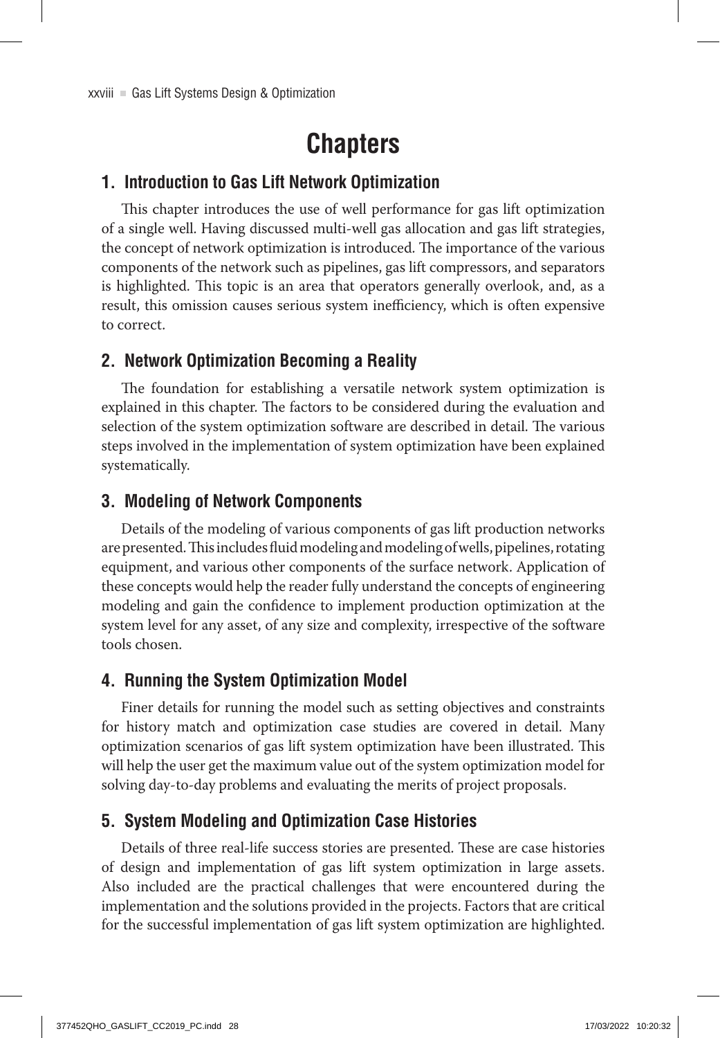# Chapters

## 1. Introduction to Gas Lift Network Optimization

This chapter introduces the use of well performance for gas lift optimization of a single well. Having discussed multi-well gas allocation and gas lift strategies, the concept of network optimization is introduced. The importance of the various components of the network such as pipelines, gas lift compressors, and separators is highlighted. This topic is an area that operators generally overlook, and, as a result, this omission causes serious system inefficiency, which is often expensive to correct.

## 2. Network Optimization Becoming a Reality

The foundation for establishing a versatile network system optimization is explained in this chapter. The factors to be considered during the evaluation and selection of the system optimization software are described in detail. The various steps involved in the implementation of system optimization have been explained systematically.

## 3. Modeling of Network Components

Details of the modeling of various components of gas lift production networks are presented. This includes fluid modeling and modeling of wells, pipelines, rotating equipment, and various other components of the surface network. Application of these concepts would help the reader fully understand the concepts of engineering modeling and gain the confidence to implement production optimization at the system level for any asset, of any size and complexity, irrespective of the software tools chosen.

## 4. Running the System Optimization Model

Finer details for running the model such as setting objectives and constraints for history match and optimization case studies are covered in detail. Many optimization scenarios of gas lift system optimization have been illustrated. This will help the user get the maximum value out of the system optimization model for solving day-to-day problems and evaluating the merits of project proposals.

## 5. System Modeling and Optimization Case Histories

Details of three real-life success stories are presented. These are case histories of design and implementation of gas lift system optimization in large assets. Also included are the practical challenges that were encountered during the implementation and the solutions provided in the projects. Factors that are critical for the successful implementation of gas lift system optimization are highlighted.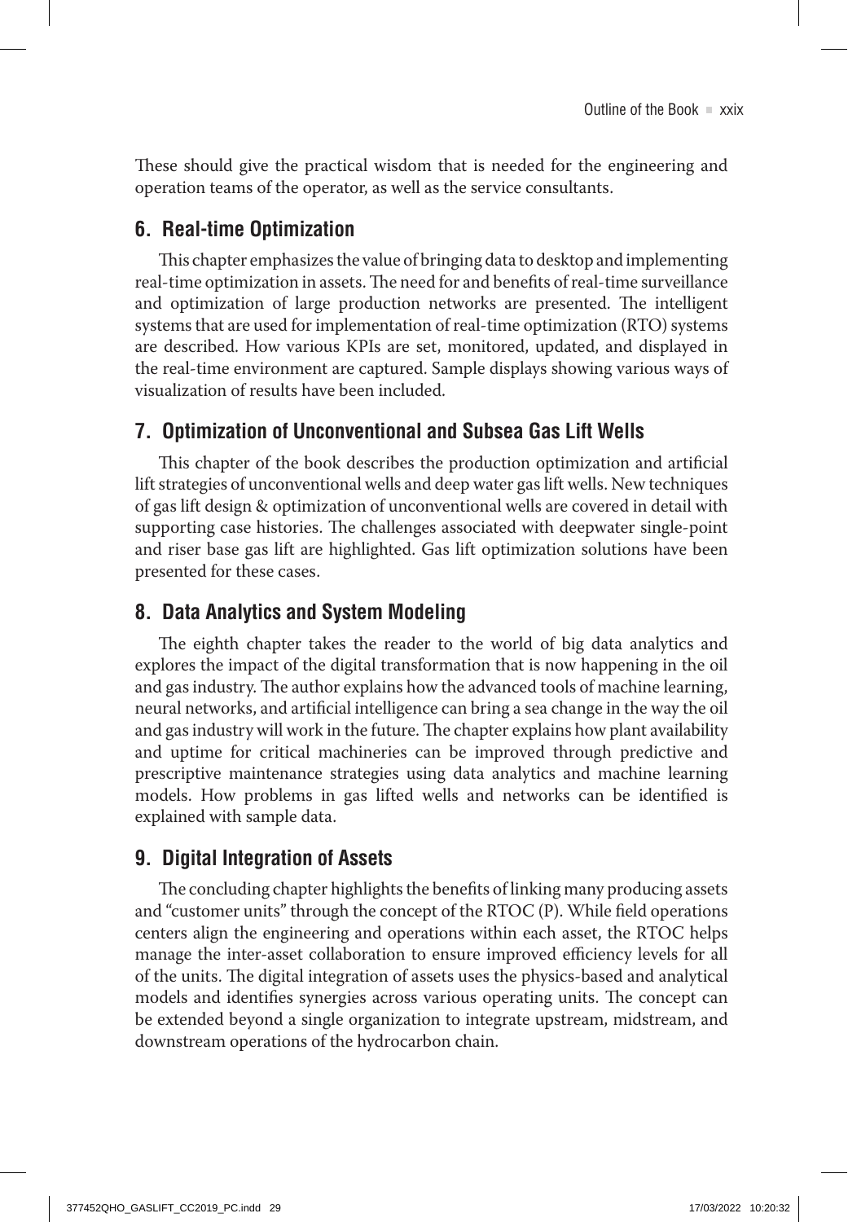These should give the practical wisdom that is needed for the engineering and operation teams of the operator, as well as the service consultants.

## 6. Real-time Optimization

This chapter emphasizes the value of bringing data to desktop and implementing real-time optimization in assets. The need for and benefits of real-time surveillance and optimization of large production networks are presented. The intelligent systems that are used for implementation of real-time optimization (RTO) systems are described. How various KPIs are set, monitored, updated, and displayed in the real-time environment are captured. Sample displays showing various ways of visualization of results have been included.

## 7. Optimization of Unconventional and Subsea Gas Lift Wells

This chapter of the book describes the production optimization and artificial lift strategies of unconventional wells and deep water gas lift wells. New techniques of gas lift design & optimization of unconventional wells are covered in detail with supporting case histories. The challenges associated with deepwater single-point and riser base gas lift are highlighted. Gas lift optimization solutions have been presented for these cases.

## 8. Data Analytics and System Modeling

The eighth chapter takes the reader to the world of big data analytics and explores the impact of the digital transformation that is now happening in the oil and gas industry. The author explains how the advanced tools of machine learning, neural networks, and artificial intelligence can bring a sea change in the way the oil and gas industry will work in the future. The chapter explains how plant availability and uptime for critical machineries can be improved through predictive and prescriptive maintenance strategies using data analytics and machine learning models. How problems in gas lifted wells and networks can be identified is explained with sample data.

## 9. Digital Integration of Assets

The concluding chapter highlights the benefits of linking many producing assets and "customer units" through the concept of the RTOC (P). While field operations centers align the engineering and operations within each asset, the RTOC helps manage the inter-asset collaboration to ensure improved efficiency levels for all of the units. The digital integration of assets uses the physics-based and analytical models and identifies synergies across various operating units. The concept can be extended beyond a single organization to integrate upstream, midstream, and downstream operations of the hydrocarbon chain.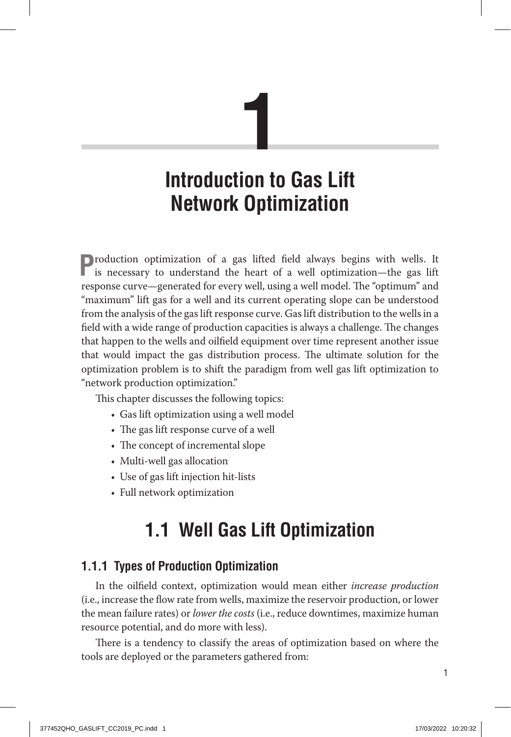# 1

# Introduction to Gas Lift Network Optimization

Production optimization of a gas lifted field always begins with wells. It is necessary to understand the heart of a well optimization—the gas lift response curve—generated for every well, using a well model. The "optimum" and "maximum" lift gas for a well and its current operating slope can be understood from the analysis of the gas lift response curve. Gas lift distribution to the wells in a field with a wide range of production capacities is always a challenge. The changes that happen to the wells and oilfield equipment over time represent another issue that would impact the gas distribution process. The ultimate solution for the optimization problem is to shift the paradigm from well gas lift optimization to "network production optimization."

This chapter discusses the following topics:

- Gas lift optimization using a well model
- The gas lift response curve of a well
- The concept of incremental slope
- Multi-well gas allocation
- Use of gas lift injection hit-lists
- Full network optimization

## 1.1 Well Gas Lift Optimization

### 1.1.1 Types of Production Optimization

In the oilfield context, optimization would mean either *increase production* (i.e., increase the flow rate from wells, maximize the reservoir production, or lower the mean failure rates) or *lower the costs* (i.e., reduce downtimes, maximize human resource potential, and do more with less).

There is a tendency to classify the areas of optimization based on where the tools are deployed or the parameters gathered from: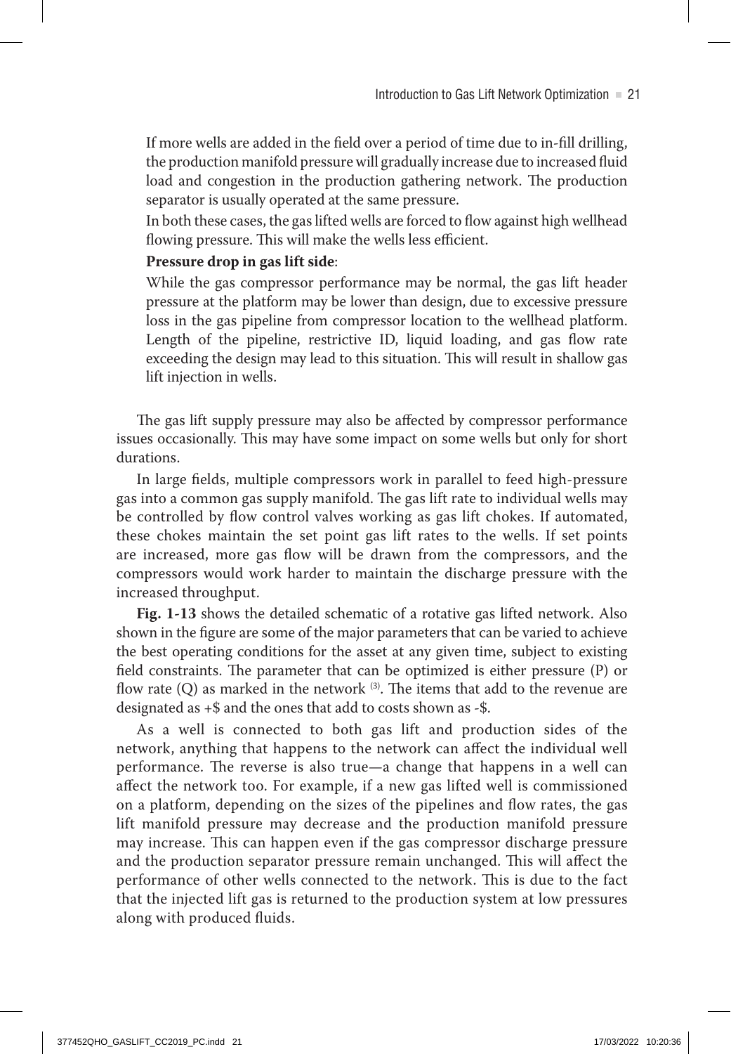If more wells are added in the field over a period of time due to in-fill drilling, the production manifold pressure will gradually increase due to increased fluid load and congestion in the production gathering network. The production separator is usually operated at the same pressure.

In both these cases, the gas lifted wells are forced to flow against high wellhead flowing pressure. This will make the wells less efficient.

**Pressure drop in gas lift side**:

While the gas compressor performance may be normal, the gas lift header pressure at the platform may be lower than design, due to excessive pressure loss in the gas pipeline from compressor location to the wellhead platform. Length of the pipeline, restrictive ID, liquid loading, and gas flow rate exceeding the design may lead to this situation. This will result in shallow gas lift injection in wells.

The gas lift supply pressure may also be affected by compressor performance issues occasionally. This may have some impact on some wells but only for short durations.

In large fields, multiple compressors work in parallel to feed high-pressure gas into a common gas supply manifold. The gas lift rate to individual wells may be controlled by flow control valves working as gas lift chokes. If automated, these chokes maintain the set point gas lift rates to the wells. If set points are increased, more gas flow will be drawn from the compressors, and the compressors would work harder to maintain the discharge pressure with the increased throughput.

**Fig. 1-13** shows the detailed schematic of a rotative gas lifted network. Also shown in the figure are some of the major parameters that can be varied to achieve the best operating conditions for the asset at any given time, subject to existing field constraints. The parameter that can be optimized is either pressure (P) or flow rate (Q) as marked in the network [(3)]. The items that add to the revenue are designated as +$ and the ones that add to costs shown as -$.

As a well is connected to both gas lift and production sides of the network, anything that happens to the network can affect the individual well performance. The reverse is also true—a change that happens in a well can affect the network too. For example, if a new gas lifted well is commissioned on a platform, depending on the sizes of the pipelines and flow rates, the gas lift manifold pressure may decrease and the production manifold pressure may increase. This can happen even if the gas compressor discharge pressure and the production separator pressure remain unchanged. This will affect the performance of other wells connected to the network. This is due to the fact that the injected lift gas is returned to the production system at low pressures along with produced fluids.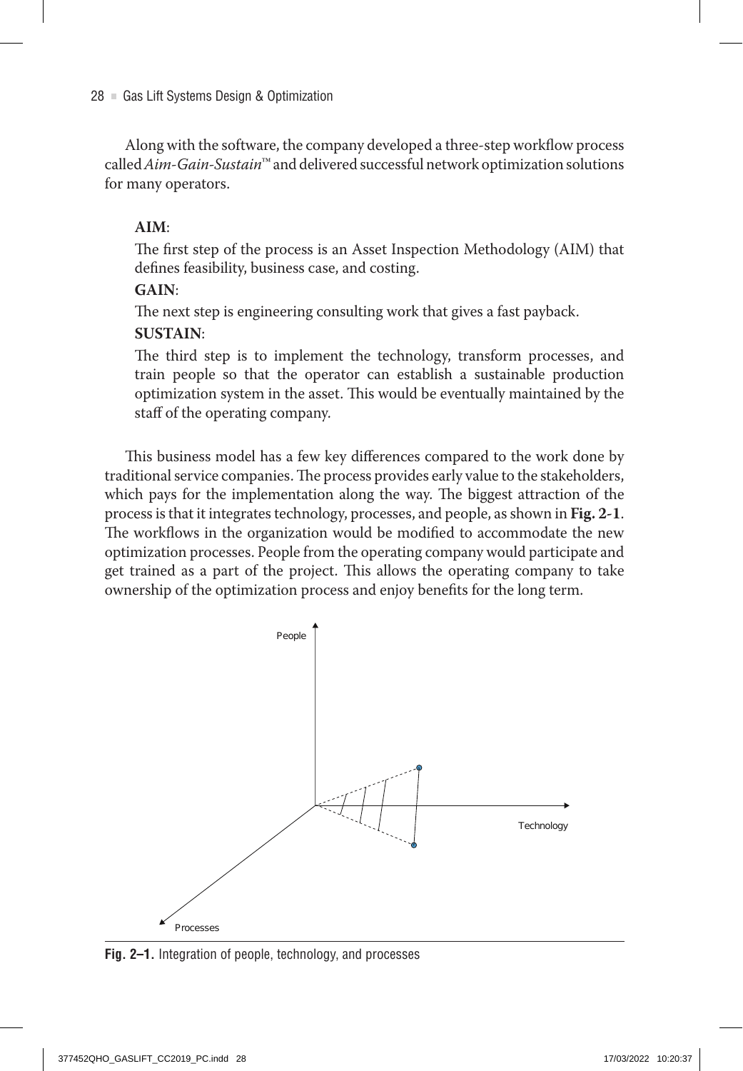Along with the software, the company developed a three-step workflow process called *Aim-Gain-Sustain*™ and delivered successful network optimization solutions for many operators.

**AIM**:

The first step of the process is an Asset Inspection Methodology (AIM) that defines feasibility, business case, and costing.

**GAIN**:

The next step is engineering consulting work that gives a fast payback.

**SUSTAIN**:

The third step is to implement the technology, transform processes, and train people so that the operator can establish a sustainable production optimization system in the asset. This would be eventually maintained by the staff of the operating company.

This business model has a few key differences compared to the work done by traditional service companies. The process provides early value to the stakeholders, which pays for the implementation along the way. The biggest attraction of the process is that it integrates technology, processes, and people, as shown in **Fig. 2-1**. The workflows in the organization would be modified to accommodate the new optimization processes. People from the operating company would participate and get trained as a part of the project. This allows the operating company to take ownership of the optimization process and enjoy benefits for the long term.

**Fig. 2–1.** Integration of people, technology, and processes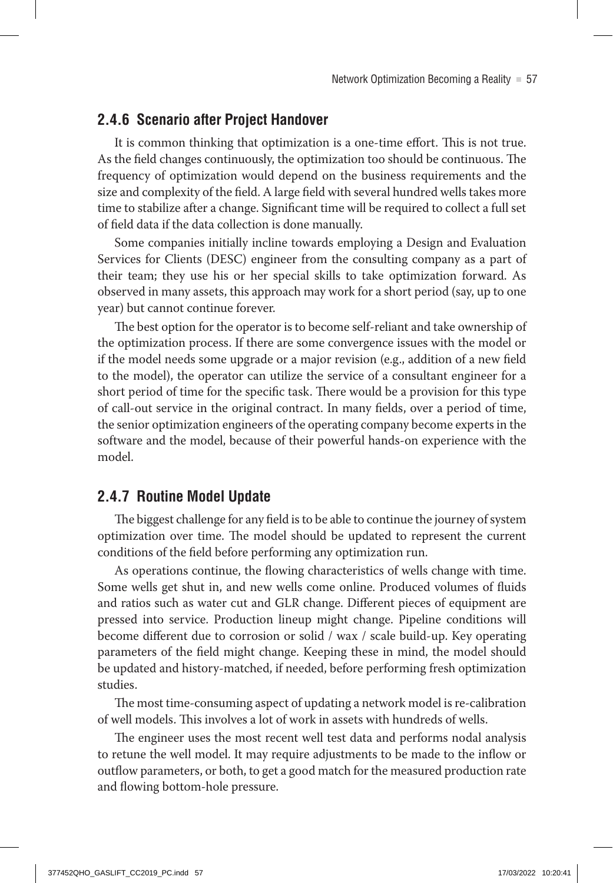### 2.4.6 Scenario after Project Handover

It is common thinking that optimization is a one-time effort. This is not true. As the field changes continuously, the optimization too should be continuous. The frequency of optimization would depend on the business requirements and the size and complexity of the field. A large field with several hundred wells takes more time to stabilize after a change. Significant time will be required to collect a full set of field data if the data collection is done manually.

Some companies initially incline towards employing a Design and Evaluation Services for Clients (DESC) engineer from the consulting company as a part of their team; they use his or her special skills to take optimization forward. As observed in many assets, this approach may work for a short period (say, up to one year) but cannot continue forever.

The best option for the operator is to become self-reliant and take ownership of the optimization process. If there are some convergence issues with the model or if the model needs some upgrade or a major revision (e.g., addition of a new field to the model), the operator can utilize the service of a consultant engineer for a short period of time for the specific task. There would be a provision for this type of call-out service in the original contract. In many fields, over a period of time, the senior optimization engineers of the operating company become experts in the software and the model, because of their powerful hands-on experience with the model.

### 2.4.7 Routine Model Update

The biggest challenge for any field is to be able to continue the journey of system optimization over time. The model should be updated to represent the current conditions of the field before performing any optimization run.

As operations continue, the flowing characteristics of wells change with time. Some wells get shut in, and new wells come online. Produced volumes of fluids and ratios such as water cut and GLR change. Different pieces of equipment are pressed into service. Production lineup might change. Pipeline conditions will become different due to corrosion or solid / wax / scale build-up. Key operating parameters of the field might change. Keeping these in mind, the model should be updated and history-matched, if needed, before performing fresh optimization studies.

The most time-consuming aspect of updating a network model is re-calibration of well models. This involves a lot of work in assets with hundreds of wells.

The engineer uses the most recent well test data and performs nodal analysis to retune the well model. It may require adjustments to be made to the inflow or outflow parameters, or both, to get a good match for the measured production rate and flowing bottom-hole pressure.